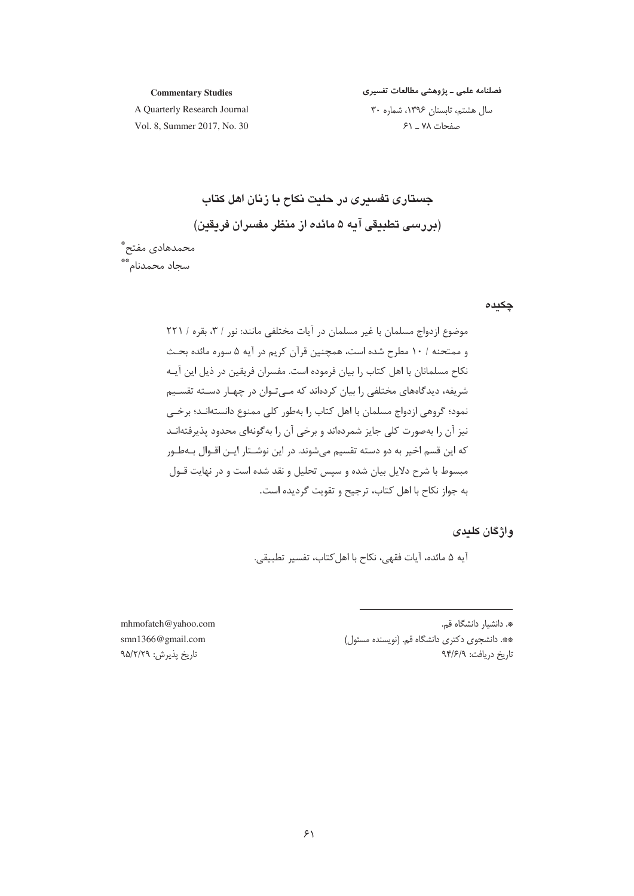# جستاری تفسیری در حلیت نکاح با زنان اهل کتاب

## (بررسی تطبیقی آیه ۵ مائده از منظر مفسران فریقین)

محمدهادی مفتح*

سجاد محمدنام**

## چکیده

موضوع ازدواج مسلمان با غیر مسلمان در آیات مختلفی مانند: نور / ۳، بقره / ۲۲۱ و ممتحنه / ۱۰ مطرح شده است، همچنین قرآن کریم در آیه ۵ سوره مائده بحث نکاح مسلمانان با اهل کتاب را بیان فرموده است. مفسران فریقین در ذیل این آیه شریفه، دیدگاه‌های مختلفی را بیان کرده‌اند که می‌توان در چهار دسته تقسیم نمود؛ گروهی ازدواج مسلمان با اهل کتاب را به‌طور کلی ممنوع دانسته‌اند؛ برخی نیز آن را به‌صورت کلی جایز شمرده‌اند و برخی آن را به‌گونه‌ای محدود پذیرفته‌اند که این قسم اخیر به دو دسته تقسیم می‌شوند. در این نوشتار این اقوال به‌طور مبسوط با شرح دلایل بیان شده و سپس تحلیل و نقد شده است و در نهایت قول به جواز نکاح با اهل کتاب، ترجیح و تقویت گردیده است.

## واژگان کلیدی

آیه ۵ مائده، آیات فقهی، نکاح با اهل‌کتاب، تفسیر تطبیقی.

---

*. دانشیار دانشگاه قم. mhmofateh@yahoo.com

**. دانشجوی دکتری دانشگاه قم. (نویسنده مسئول) smn1366@gmail.com

تاریخ دریافت: ۹۴/۶/۹ تاریخ پذیرش: ۹۵/۲/۲۹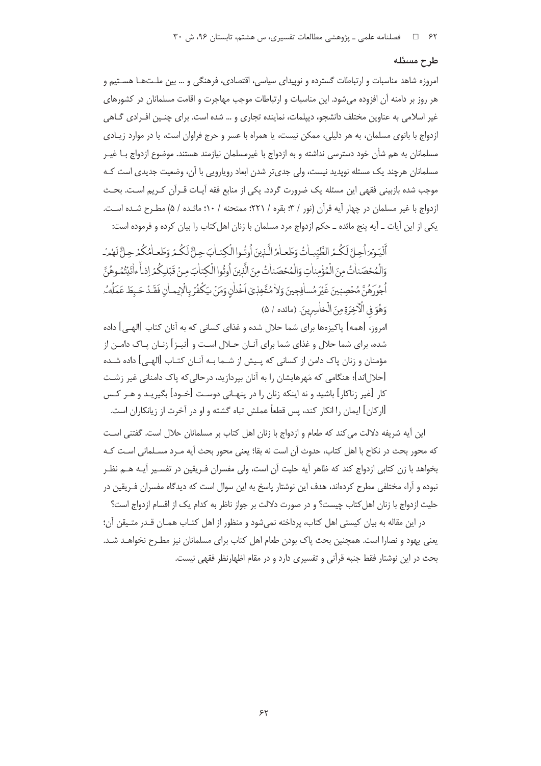## طرح مسئله

امروزه شاهد مناسبات و ارتباطات گسترده و نوپیدای سیاسی، اقتصادی، فرهنگی و ... بین ملت‌ها هستیم و هر روز بر دامنه آن افزوده می‌شود. این مناسبات و ارتباطات موجب مهاجرت و اقامت مسلمانان در کشورهای غیر اسلامی به عناوین مختلف دانشجو، دیپلمات، نماینده تجاری و ... شده است. برای چنین افرادی گاهی ازدواج با بانوی مسلمان، به هر دلیلی، ممکن نیست، یا همراه با عسر و حرج فراوان است، یا در موارد زیادی مسلمانان به هم شأن خود دسترسی نداشته و به ازدواج با غیرمسلمان نیازمند هستند. موضوع ازدواج با غیر مسلمانان هرچند یک مسئله نوپدید نیست، ولی جدی‌تر شدن ابعاد رویارویی با آن، وضعیت جدیدی است که موجب شده بازبینی فقهی این مسئله یک ضرورت گردد. یکی از منابع فقه آیات قرآن کریم است. بحث ازدواج با غیر مسلمان در چهار آیه قرآن (نور / ۳؛ بقره / ۲۲۱؛ ممتحنه / ۱۰؛ مائده / ۵) مطرح شده است. یکی از این آیات ـ آیه پنج مائده ـ حکم ازدواج مرد مسلمان با زنان اهل‌کتاب را بیان کرده و فرموده است:

اَلْيَوْمَ أُحِلَّ لَكُمُ الطَّيِّباتُ وَطَعامُ الَّذينَ أُوتُوا الْكِتابَ حِلٌّ لَكُمْ وَطَعامُكُمْ حِلٌّ لَهُمْ وَالْمُحْصَناتُ مِنَ الْمُؤْمِناتِ وَالْمُحْصَناتُ مِنَ الَّذينَ أُوتُوا الْكِتابَ مِنْ قَبْلِكُمْ إِذا آتَيْتُمُوهُنَّ أُجُورَهُنَّ مُحْصِنينَ غَيْرَ مُسافِحينَ وَلا مُتَّخِذي أَخْدانٍ وَمَنْ يَكْفُرْ بِالْإيمانِ فَقَدْ حَبِطَ عَمَلُهُ وَهُوَ فِي الْآخِرَةِ مِنَ الْخاسِرينَ. (مائده / ۵)

امروز، [همه] پاکیزه‌ها برای شما حلال شده و غذای کسانی که به آنان کتاب [الهی] داده شده، برای شما حلال و غذای شما برای آنان حلال است و [نیز] زنان پاک دامن از مؤمنان و زنان پاک دامن از کسانی که پیش از شما به آنان کتاب [الهی] داده شده [حلال‌اند]؛ هنگامی که مَهرهایشان را به آنان بپردازید، درحالی‌که پاک دامنانی غیر زشت کار [غیر زناکار] باشید و نه اینکه زنان را در پنهانی دوست [خود] بگیرید و هر کس [ارکان] ایمان را انکار کند، پس قطعاً عملش تباه گشته و او در آخرت از زیانکاران است.

این آیه شریفه دلالت می‌کند که طعام و ازدواج با زنان اهل کتاب بر مسلمانان حلال است. گفتنی است که محور بحث در نکاح با اهل کتاب، حدوث آن است نه بقا؛ یعنی محور بحث آیه مرد مسلمانی است که بخواهد با زن کتابی ازدواج کند که ظاهر آیه حلیت آن است، ولی مفسران فریقین در تفسیر آیه هم نظر نبوده و آراء مختلفی مطرح کرده‌اند، هدف این نوشتار پاسخ به این سوال است که دیدگاه مفسران فریقین در حلیت ازدواج با زنان اهل‌کتاب چیست؟ و در صورت دلالت بر جواز ناظر به کدام یک از اقسام ازدواج است؟

در این مقاله به بیان کیستی اهل کتاب، پرداخته نمی‌شود و منظور از اهل کتاب همان قدر متیقن آن؛ یعنی یهود و نصارا است. همچنین بحث پاک بودن طعام اهل کتاب برای مسلمانان نیز مطرح نخواهد شد. بحث در این نوشتار فقط جنبه قرآنی و تفسیری دارد و در مقام اظهارنظر فقهی نیست.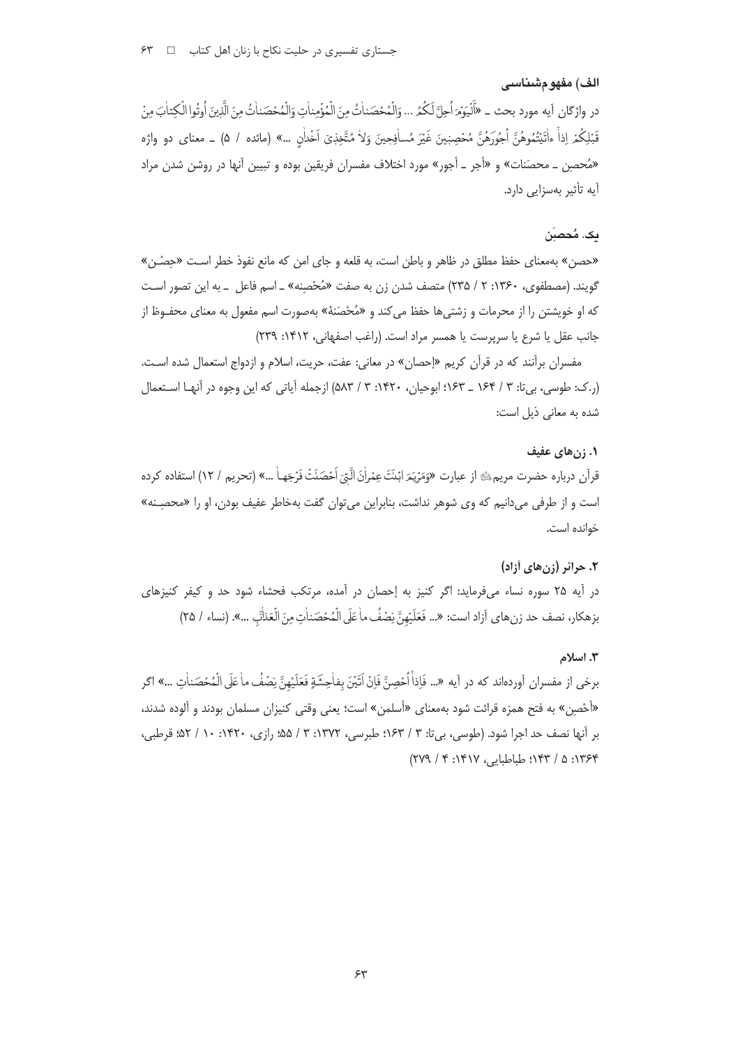### الف) مفهوم‌شناسی

در واژگان آیه مورد بحث ـ «اَلْیَوْمَ اُحِلَّ لَکُمُ ... وَالْمُحْصَناٰتُ مِنَ الْمُؤْمِناٰتِ وَالْمُحْصَناٰتُ مِنَ الَّذینَ اُوتُوا الْکِتاٰبَ مِنْ قَبْلِکُمْ اِذاٰ ءاٰتَیْتُمُوهُنَّ اُجُورَهُنَّ مُحْصِنینَ غَیْرَ مُساٰفِحینَ وَلاٰ مُتَّخِذیٓ اَخْداٰنٍ ...» (مائده / ۵) ـ معنای دو واژه «مُحصِن ـ محصَنات» و «أجر ـ أجور» مورد اختلاف مفسران فریقین بوده و تبیین آنها در روشن شدن مراد آیه تأثیر به‌سزایی دارد.

#### یک. مُحصِن

«حصن» به‌معنای حفظ مطلق در ظاهر و باطن است، به قلعه و جای امن که مانع نفوذ خطر است «حِصْن» گویند. (مصطفوی، ۱۳۶۰: ۲ / ۲۳۵) متصف شدن زن به صفت «مُحْصِنه» ـ اسم فاعل ـ به این تصور است که او خویشتن را از محرمات و زشتی‌ها حفظ می‌کند و «مُحْصَنَهٔ» به‌صورت اسم مفعول به معنای محفوظ از جانب عقل یا شرع یا سرپرست یا همسر مراد است. (راغب اصفهانی، ۱۴۱۲: ۲۳۹)

مفسران برآنند که در قرآن کریم «إحصان» در معانی: عفت، حریت، اسلام و ازدواج استعمال شده است. (ر.ک: طوسی، بی‌تا: ۳ / ۱۶۴ ـ ۱۶۳؛ ابوحیان، ۱۴۲۰: ۳ / ۵۸۳) ازجمله آیاتی که این وجوه در آنها استعمال شده به معانی ذیل است:

##### ۱. زن‌های عفیف

قرآن درباره حضرت مریم‌ عليها‌السلام از عبارت «وَمَرْیَمَ ابْنَتَ عِمْراٰنَ الَّتیٓ اَحْصَنَتْ فَرْجَهاٰ ...» (تحریم / ۱۲) استفاده کرده است و از طرفی می‌دانیم که وی شوهر نداشت، بنابراین می‌توان گفت به‌خاطر عفیف بودن، او را «محصِنه» خوانده است.

##### ۲. حرائر (زن‌های آزاد)

در آیه ۲۵ سوره نساء می‌فرماید: اگر کنیز به إحصان در آمده، مرتکب فحشاء شود حد و کیفر کنیزهای بزهکار، نصف حد زن‌های آزاد است: «... فَعَلَیْهِنَّ نِصْفُ ماٰ عَلَی الْمُحْصَناٰتِ مِنَ الْعَذاٰبِ ...». (نساء / ۲۵)

##### ۳. اسلام

برخی از مفسران آورده‌اند که در آیه «... فَاِذاٰ اُحْصِنَّ فَاِنْ اَتَیْنَ بِفاٰحِشَةٍ فَعَلَیْهِنَّ نِصْفُ ماٰ عَلَی الْمُحْصَناٰتِ ...» اگر «أحْصِن» به فتح همزه قرائت شود به‌معنای «أسلمن» است؛ یعنی وقتی کنیزان مسلمان بودند و آلوده شدند، بر آنها نصف حد اجرا شود. (طوسی، بی‌تا: ۳ / ۱۶۳؛ طبرسی، ۱۳۷۲: ۳ / ۵۵؛ رازی، ۱۴۲۰: ۱۰ / ۵۲؛ قرطبی، ۱۳۶۴: ۵ / ۱۴۳؛ طباطبایی، ۱۴۱۷: ۴ / ۲۷۹)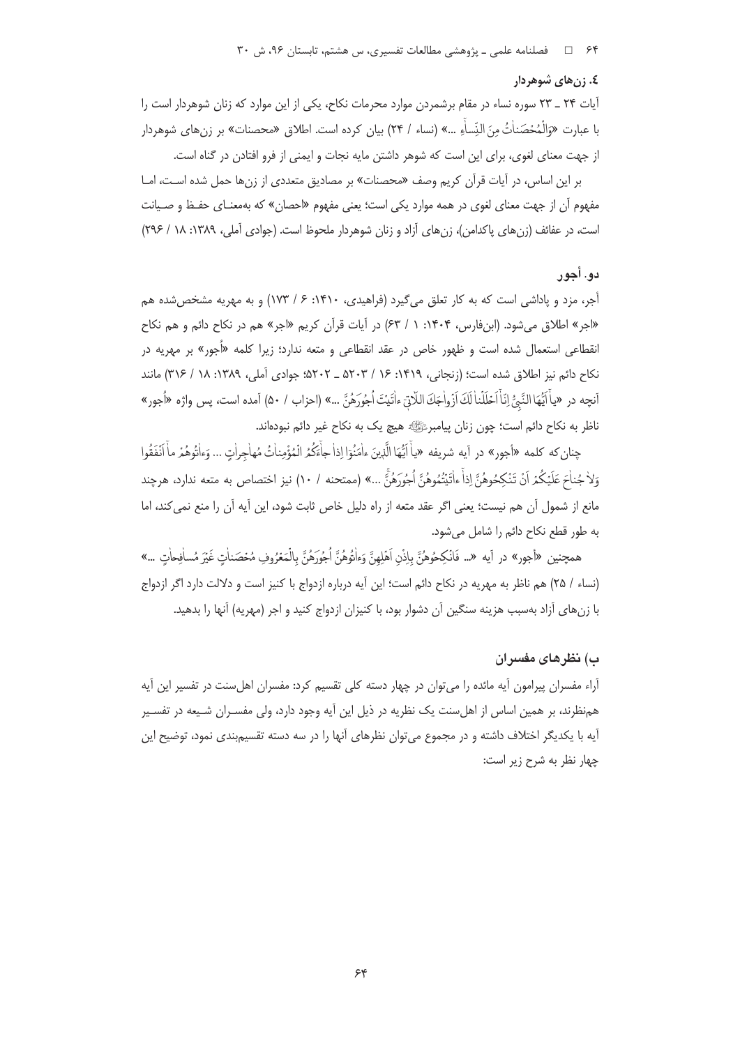### ٤. زن‌های شوهردار

آیات ۲۴ ـ ۲۳ سوره نساء در مقام برشمردن موارد محرمات نکاح، یکی از این موارد که زنان شوهردار است را با عبارت «وَالْمُحْصَنَاتُ مِنَ النِّسَاءِ ...» (نساء / ۲۴) بیان کرده است. اطلاق «محصنات» بر زن‌های شوهردار از جهت معنای لغوی، برای این است که شوهر داشتن مایه نجات و ایمنی از فرو افتادن در گناه است.

بر این اساس، در آیات قرآن کریم وصف «محصنات» بر مصادیق متعددی از زن‌ها حمل شده است، اما مفهوم آن از جهت معنای لغوی در همه موارد یکی است؛ یعنی مفهوم «احصان» که به‌معنای حفظ و صیانت است، در عفائف (زن‌های پاکدامن)، زن‌های آزاد و زنان شوهردار ملحوظ است. (جوادی آملی، ۱۳۸۹: ۱۸ / ۲۹۶)

## دو. أجور

أجر، مزد و پاداشی است که به کار تعلق می‌گیرد (فراهیدی، ۱۴۱۰: ۶ / ۱۷۳) و به مهریه مشخص‌شده هم «اجر» اطلاق می‌شود. (ابن‌فارس، ۱۴۰۴: ۱ / ۶۳) در آیات قرآن کریم «اجر» هم در نکاح دائم و هم نکاح انقطاعی استعمال شده است و ظهور خاص در عقد انقطاعی و متعه ندارد؛ زیرا کلمه «أُجور» بر مهریه در نکاح دائم نیز اطلاق شده است؛ (زنجانی، ۱۴۱۹: ۱۶ / ۵۲۰۳ ـ ۵۲۰۲؛ جوادی آملی، ۱۳۸۹: ۱۸ / ۳۱۶) مانند آنچه در «یا أَیُّهَا النَّبِیُّ إِنَّا أَحْلَلْنا لَکَ أَزْواجَکَ اللَّاتِی آتَیْتَ أُجُورَهُنَّ ...» (احزاب / ۵۰) آمده است، پس واژه «أُجور» ناظر به نکاح دائم است؛ چون زنان پیامبر ﷺ هیچ یک به نکاح غیر دائم نبوده‌اند.

چنان‌که کلمه «أجور» در آیه شریفه «یا أَیُّهَا الَّذِینَ آمَنُوا إِذا جاءَکُمُ الْمُؤْمِناتُ مُهاجِراتٍ ... وَآتُوهُمْ ما أَنْفَقُوا وَلا جُناحَ عَلَیْکُمْ أَنْ تَنْکِحُوهُنَّ إِذا آتَیْتُمُوهُنَّ أُجُورَهُنَّ ...» (ممتحنه / ۱۰) نیز اختصاص به متعه ندارد، هرچند مانع از شمول آن هم نیست؛ یعنی اگر عقد متعه از راه دلیل خاص ثابت شود، این آیه آن را منع نمی‌کند، اما به طور قطع نکاح دائم را شامل می‌شود.

همچنین «أجور» در آیه «... فَانْکِحُوهُنَّ بِإِذْنِ أَهْلِهِنَّ وَآتُوهُنَّ أُجُورَهُنَّ بِالْمَعْرُوفِ مُحْصَناتٍ غَیْرَ مُسافِحاتٍ ...» (نساء / ۲۵) هم ناظر به مهریه در نکاح دائم است؛ این آیه درباره ازدواج با کنیز است و دلالت دارد اگر ازدواج با زن‌های آزاد به‌سبب هزینه سنگین آن دشوار بود، با کنیزان ازدواج کنید و اجر (مهریه) آنها را بدهید.

## ب) نظرهای مفسران

آراء مفسران پیرامون آیه مائده را می‌توان در چهار دسته کلی تقسیم کرد: مفسران اهل‌سنت در تفسیر این آیه هم‌نظرند، بر همین اساس از اهل‌سنت یک نظریه در ذیل این آیه وجود دارد، ولی مفسران شیعه در تفسیر آیه با یکدیگر اختلاف داشته و در مجموع می‌توان نظرهای آنها را در سه دسته تقسیم‌بندی نمود، توضیح این چهار نظر به شرح زیر است: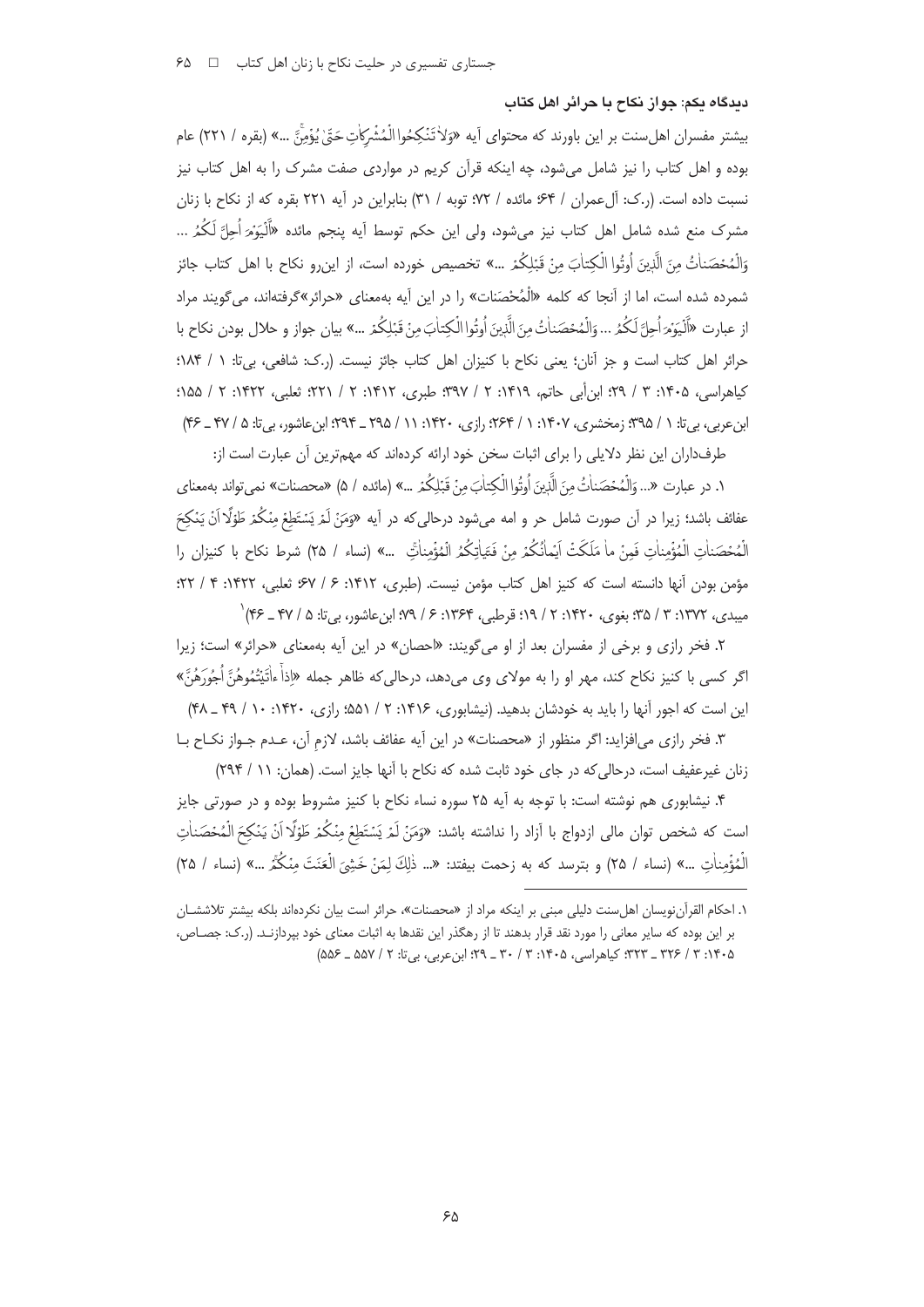### دیدگاه یکم: جواز نکاح با حرائر اهل کتاب

بیشتر مفسران اهل‌سنت بر این باورند که محتوای آیه «وَلاٰ تَنْکِحُوا الْمُشْرِکاٰتِ حَتّیٰ یُؤْمِنَّ ...» (بقره / ۲۲۱) عام بوده و اهل کتاب را نیز شامل می‌شود، چه اینکه قرآن کریم در مواردی صفت مشرک را به اهل کتاب نیز نسبت داده است. (ر.ک: آل‌عمران / ۶۴؛ مائده / ۷۲؛ توبه / ۳۱) بنابراین در آیه ۲۲۱ بقره که از نکاح با زنان مشرک منع شده شامل اهل کتاب نیز می‌شود، ولی این حکم توسط آیه پنجم مائده «اَلْیَوْمَ اُحِلَّ لَکُمُ ... وَالْمُحْصَنَاتُ مِنَ الَّذِینَ اُوتُوا الْکِتَابَ مِنْ قَبْلِکُمْ ...» تخصیص خورده است، از این‌رو نکاح با اهل کتاب جائز شمرده شده است، اما از آنجا که کلمه «الْمُحْصَنَات» را در این آیه به‌معنای «حرائر»گرفته‌اند، می‌گویند مراد از عبارت «اَلْیَوْمَ اُحِلَّ لَکُمُ ... وَالْمُحْصَنَاتُ مِنَ الَّذِینَ اُوتُوا الْکِتَابَ مِنْ قَبْلِکُمْ ...» بیان جواز و حلال بودن نکاح با حرائر اهل کتاب است و جز آنان؛ یعنی نکاح با کنیزان اهل کتاب جائز نیست. (ر.ک: شافعی، بی‌تا: ۱ / ۱۸۴؛ کیاهراسی، ۱۴۰۵: ۳ / ۲۹؛ ابن‌أبی حاتم، ۱۴۱۹: ۲ / ۳۹۷؛ طبری، ۱۴۱۲: ۲ / ۲۲۱؛ ثعلبی، ۱۴۲۲: ۲ / ۱۵۵؛ ابن‌عربی، بی‌تا: ۱ / ۳۹۵؛ زمخشری، ۱۴۰۷: ۱ / ۲۶۴؛ رازی، ۱۴۲۰: ۱۱ / ۲۹۵ ـ ۲۹۴؛ ابن‌عاشور، بی‌تا: ۵ / ۴۷ ـ ۴۶)

طرفداران این نظر دلایلی را برای اثبات سخن خود ارائه کرده‌اند که مهم‌ترین آن عبارت است از:

۱. در عبارت «... وَالْمُحْصَنَاتُ مِنَ الَّذِینَ اُوتُوا الْکِتَابَ مِنْ قَبْلِکُمْ ...» (مائده / ۵) «محصنات» نمی‌تواند به‌معنای عفائف باشد؛ زیرا در آن صورت شامل حر و امه می‌شود درحالی‌که در آیه «وَمَنْ لَمْ یَسْتَطِعْ مِنْکُمْ طَوْلًا اَنْ یَنْکِحَ الْمُحْصَنَاتِ الْمُؤْمِنَاتِ فَمِنْ مَا مَلَکَتْ اَیْمَانُکُمْ مِنْ فَتَیَاتِکُمُ الْمُؤْمِنَاتِ ...» (نساء / ۲۵) شرط نکاح با کنیزان را مؤمن بودن آنها دانسته است که کنیز اهل کتاب مؤمن نیست. (طبری، ۱۴۱۲: ۶ / ۶۷؛ ثعلبی، ۱۴۲۲: ۴ / ۲۲؛ میبدی، ۱۳۷۲: ۳ / ۳۵؛ بغوی، ۱۴۲۰: ۲ / ۱۹؛ قرطبی، ۱۳۶۴: ۶ / ۷۹؛ ابن‌عاشور، بی‌تا: ۵ / ۴۷ ـ ۴۶)[1]

۲. فخر رازی و برخی از مفسران بعد از او می‌گویند: «احصان» در این آیه به‌معنای «حرائر» است؛ زیرا اگر کسی با کنیز نکاح کند، مهر او را به مولای وی می‌دهد، درحالی‌که ظاهر جمله «اِذاٰ اٰتَیْتُمُوهُنَّ اُجُورَهُنَّ» این است که اجور آنها را باید به خودشان بدهید. (نیشابوری، ۱۴۱۶: ۲ / ۵۵۱؛ رازی، ۱۴۲۰: ۱۰ / ۴۹ ـ ۴۸)

۳. فخر رازی می‌افزاید: اگر منظور از «محصنات» در این آیه عفائف باشد، لازمِ آن، عدم جواز نکاح با زنان غیرعفیف است، درحالی‌که در جای خود ثابت شده که نکاح با آنها جایز است. (همان: ۱۱ / ۲۹۴)

۴. نیشابوری هم نوشته است: با توجه به آیه ۲۵ سوره نساء نکاح با کنیز مشروط بوده و در صورتی جایز است که شخص توان مالی ازدواج با آزاد را نداشته باشد: «وَمَنْ لَمْ یَسْتَطِعْ مِنْکُمْ طَوْلًا اَنْ یَنْکِحَ الْمُحْصَنَاتِ الْمُؤْمِنَاتِ ...» (نساء / ۲۵) و بترسد که به زحمت بیفتد: «... ذٰلِکَ لِمَنْ خَشِیَ الْعَنَتَ مِنْکُمْ ...» (نساء / ۲۵)

---

۱. احکام القرآن‌نویسان اهل‌سنت دلیلی مبنی بر اینکه مراد از «محصنات»، حرائر است بیان نکرده‌اند بلکه بیشتر تلاششان بر این بوده که سایر معانی را مورد نقد قرار بدهند تا از رهگذر این نقدها به اثبات معنای خود بپردازند. (ر.ک: جصاص، ۱۴۰۵: ۳ / ۳۲۶ ـ ۳۲۳؛ کیاهراسی، ۱۴۰۵: ۳ / ۳۰ ـ ۲۹؛ ابن‌عربی، بی‌تا: ۲ / ۵۵۷ ـ ۵۵۶)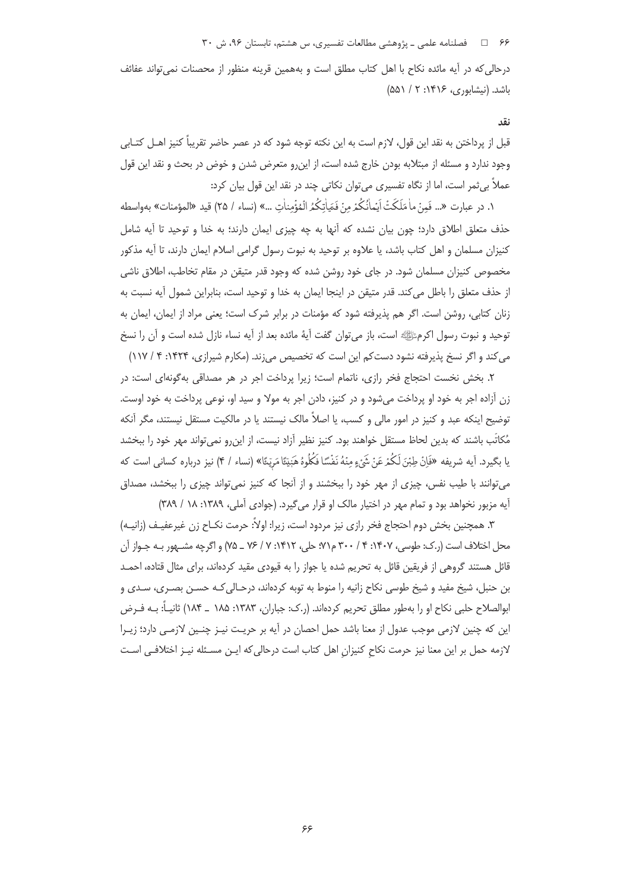درحالی‌که در آیه مائده نکاح با اهل کتاب مطلق است و به‌همین قرینه منظور از محصنات نمی‌تواند عفائف باشد. (نیشابوری، ۱۴۱۶: ۲ / ۵۵۱)

### نقد

قبل از پرداختن به نقد این قول، لازم است به این نکته توجه شود که در عصر حاضر تقریباً کنیز اهـل کتـابی وجود ندارد و مسئله از مبتلابه بودن خارج شده است، از این‌رو متعرض شدن و خوض در بحث و نقد این قول عملاً بی‌ثمر است، اما از نگاه تفسیری می‌توان نکاتی چند در نقد این قول بیان کرد:

۱. در عبارت «... فَمِنْ ما مَلَکَتْ اَیْمانُکُمْ مِنْ فَتَیاتِکُمُ الْمُؤْمِناتِ ...» (نساء / ۲۵) قید «المؤمنات» به‌واسطه حذف متعلق اطلاق دارد؛ چون بیان نشده که آنها به چه چیزی ایمان دارند؛ به خدا و توحید تا آیه شامل کنیزان مسلمان و اهل کتاب باشد، یا علاوه بر توحید به نبوت رسول گرامی اسلام ایمان دارند، تا آیه مذکور مخصوص کنیزان مسلمان شود. در جای خود روشن شده که وجود قدر متیقن در مقام تخاطب، اطلاق ناشی از حذف متعلق را باطل می‌کند. قدر متیقن در اینجا ایمان به خدا و توحید است، بنابراین شمول آیه نسبت به زنان کتابی، روشن است. اگر هم پذیرفته شود که مؤمنات در برابر شرک است؛ یعنی مراد از ایمان، ایمان به توحید و نبوت رسول اکرمﷺ است، باز می‌توان گفت آیهٔ مائده بعد از آیه نساء نازل شده است و آن را نسخ می‌کند و اگر نسخ پذیرفته نشود دست‌کم این است که تخصیص می‌زند. (مکارم شیرازی، ۱۴۲۴: ۴ / ۱۱۷)

۲. بخش نخست احتجاج فخر رازی، ناتمام است؛ زیرا پرداخت اجر در هر مصداقی به‌گونه‌ای است: در زن آزاده اجر به خود او پرداخت می‌شود و در کنیز، دادن اجر به مولا و سید او، نوعی پرداخت به خود اوست. توضیح اینکه عبد و کنیز در امور مالی و کسب، یا اصلاً مالک نیستند یا در مالکیت مستقل نیستند، مگر آنکه مُکاتَب باشند که بدین لحاظ مستقل خواهند بود. کنیز نظیر آزاد نیست، از این‌رو نمی‌تواند مهر خود را ببخشد یا بگیرد. آیه شریفه «فَاِنْ طِبْنَ لَکُمْ عَنْ شَیْءٍ مِنْهُ نَفْسًا فَکُلُوهُ هَنِیئًا مَرِیئًا» (نساء / ۴) نیز درباره کسانی است که می‌توانند با طیب نفس، چیزی از مهر خود را ببخشند و از آنجا که کنیز نمی‌تواند چیزی را ببخشد، مصداق آیه مزبور نخواهد بود و تمام مهر در اختیار مالک او قرار می‌گیرد. (جوادی آملی، ۱۳۸۹: ۱۸ / ۳۸۹)

۳. همچنین بخش دوم احتجاج فخر رازی نیز مردود است، زیرا: اولاً: حرمت نکـاح زن غیرعفیـف (زانیـه) محل اختلاف است (ر.ک: طوسی، ۱۴۰۷: ۴ / ۳۰۰ م۷۱؛ حلی، ۱۴۱۲: ۷ / ۷۶ ـ ۷۵) و اگرچه مشـهور بـه جـواز آن قائل هستند گروهی از فریقین قائل به تحریم شده یا جواز را به قیودی مقید کرده‌اند، برای مثال قتاده، احمـد بن حنبل، شیخ مفید و شیخ طوسی نکاح زانیه را منوط به توبه کرده‌اند، درحـالی‌کـه حسـن بصـری، سـدی و ابوالصلاح حلبی نکاح او را به‌طور مطلق تحریم کرده‌اند. (ر.ک: جباران، ۱۳۸۳: ۱۸۵ ـ ۱۸۴) ثانیـاً: بـه فـرض این که چنین لازمی موجب عدول از معنا باشد حمل احصان در آیه بر حریت نیـز چنـین لازمـی دارد؛ زیـرا لازمه حمل بر این معنا نیز حرمت نکاحِ کنیزانِ اهل کتاب است درحالی‌که ایـن مسـئله نیـز اختلافـی اسـت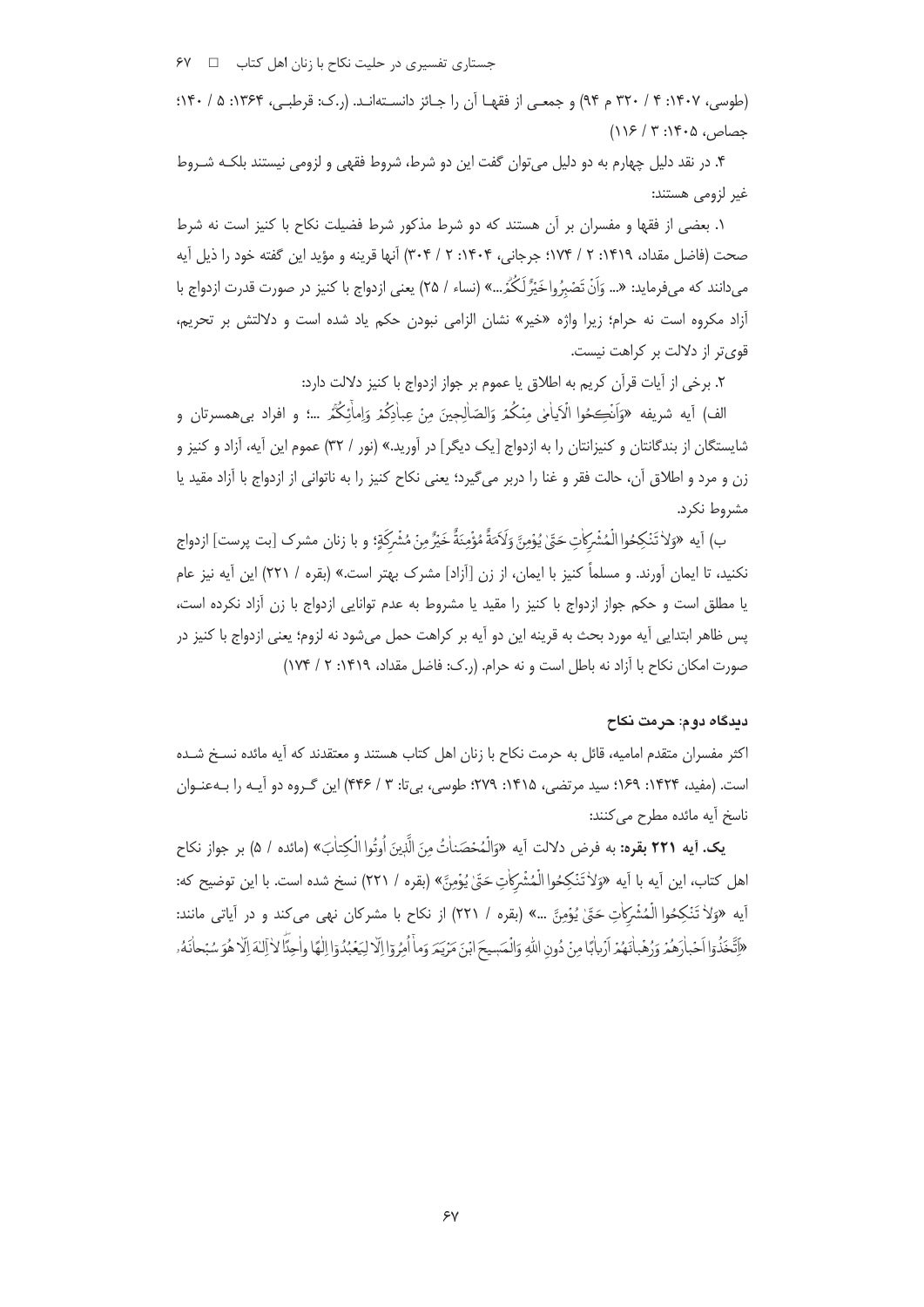(طوسی، ۱۴۰۷: ۴ / ۳۲۰ م ۹۴) و جمعی از فقها آن را جائز دانسته‌اند. (ر.ک: قرطبی، ۱۳۶۴: ۵ / ۱۴۰؛ جصاص، ۱۴۰۵: ۳ / ۱۱۶)

۴. در نقد دلیل چهارم به دو دلیل می‌توان گفت این دو شرط، شروط فقهی و لزومی نیستند بلکه شروط غیر لزومی هستند:

۱. بعضی از فقها و مفسران بر آن هستند که دو شرط مذکور شرط فضیلت نکاح با کنیز است نه شرط صحت (فاضل مقداد، ۱۴۱۹: ۲ / ۱۷۴؛ جرجانی، ۱۴۰۴: ۲ / ۳۰۴) آنها قرینه و مؤید این گفته خود را ذیل آیه می‌دانند که می‌فرماید: «... وَأَنْ تَصْبِرُوا خَيْرٌ لَكُمْ...» (نساء / ۲۵) یعنی ازدواج با کنیز در صورت قدرت ازدواج با آزاد مکروه است نه حرام؛ زیرا واژه «خیر» نشان الزامی نبودن حکم یاد شده است و دلالتش بر تحریم، قوی‌تر از دلالت بر کراهت نیست.

۲. برخی از آیات قرآن کریم به اطلاق یا عموم بر جواز ازدواج با کنیز دلالت دارد:

الف) آیه شریفه «وَأَنْكِحُوا الْأَيَامَىٰ مِنْكُمْ وَالصَّالِحِينَ مِنْ عِبَادِكُمْ وَإِمَائِكُمْ ...؛ و افراد بی‌همسرتان و شایستگان از بندگانتان و کنیزانتان را به ازدواج [یک دیگر] در آورید.» (نور / ۳۲) عموم این آیه، آزاد و کنیز و زن و مرد و اطلاق آن، حالت فقر و غنا را دربر می‌گیرد؛ یعنی نکاح کنیز را به ناتوانی از ازدواج با آزاد مقید یا مشروط نکرد.

ب) آیه «وَلَا تَنْكِحُوا الْمُشْرِكَاتِ حَتَّىٰ يُؤْمِنَّ وَلَأَمَةٌ مُؤْمِنَةٌ خَيْرٌ مِنْ مُشْرِكَةٍ؛ و با زنان مشرک [بت پرست] ازدواج نکنید، تا ایمان آورند. و مسلماً کنیز با ایمان، از زن [آزاد] مشرک بهتر است.» (بقره / ۲۲۱) این آیه نیز عام یا مطلق است و حکم جواز ازدواج با کنیز را مقید یا مشروط به عدم توانایی ازدواج با زن آزاد نکرده است، پس ظاهر ابتدایی آیه مورد بحث به قرینه این دو آیه بر کراهت حمل می‌شود نه لزوم؛ یعنی ازدواج با کنیز در صورت امکان نکاح با آزاد نه باطل است و نه حرام. (ر.ک: فاضل مقداد، ۱۴۱۹: ۲ / ۱۷۴)

### دیدگاه دوم: حرمت نکاح

اکثر مفسران متقدم امامیه، قائل به حرمت نکاح با زنان اهل کتاب هستند و معتقدند که آیه مائده نسخ شده است. (مفید، ۱۴۲۴: ۱۶۹؛ سید مرتضی، ۱۴۱۵: ۲۷۹؛ طوسی، بی‌تا: ۳ / ۴۴۶) این گروه دو آیه را به‌عنوان ناسخ آیه مائده مطرح می‌کنند:

**یک. آیه ۲۲۱ بقره:** به فرض دلالت آیه «وَالْمُحْصَنَاتُ مِنَ الَّذِينَ أُوتُوا الْكِتَابَ» (مائده / ۵) بر جواز نکاح اهل کتاب، این آیه با آیه «وَلَا تَنْكِحُوا الْمُشْرِكَاتِ حَتَّىٰ يُؤْمِنَّ» (بقره / ۲۲۱) نسخ شده است. با این توضیح که: آیه «وَلَا تَنْكِحُوا الْمُشْرِكَاتِ حَتَّىٰ يُؤْمِنَّ ...» (بقره / ۲۲۱) از نکاح با مشرکان نهی می‌کند و در آیاتی مانند: «اتَّخَذُوا أَحْبَارَهُمْ وَرُهْبَانَهُمْ أَرْبَابًا مِنْ دُونِ اللَّهِ وَالْمَسِيحَ ابْنَ مَرْيَمَ وَمَا أُمِرُوا إِلَّا لِيَعْبُدُوا إِلَٰهًا وَاحِدًا لَا إِلَٰهَ إِلَّا هُوَ سُبْحَانَهُ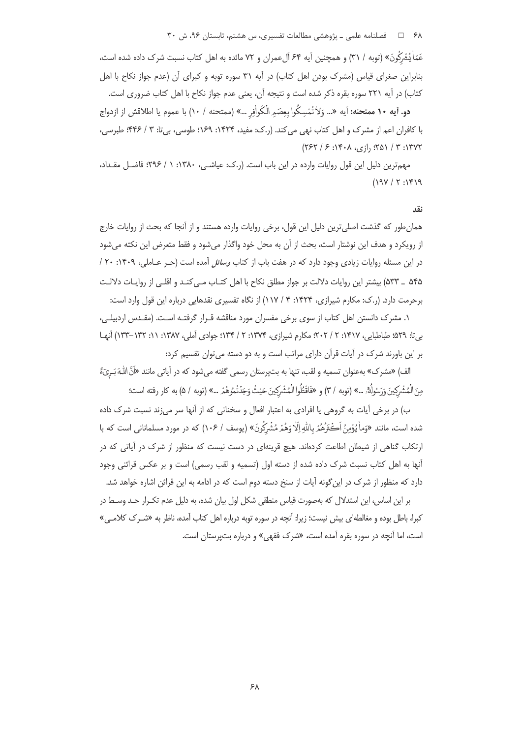عَمَا يُشْرِكُونَ» (توبه / ۳۱) و همچنین آیه ۶۴ آل‌عمران و ۷۲ مائده به اهل کتاب نسبت شرک داده شده است، بنابراین صغرای قیاس (مشرک بودن اهل کتاب) در آیه ۳۱ سوره توبه و کبرای آن (عدم جواز نکاح با اهل کتاب) در آیه ۲۲۱ سوره بقره ذکر شده است و نتیجه آن، یعنی عدم جواز نکاح با اهل کتاب ضروری است.

**دو. آیه ۱۰ ممتحنه:** آیه «... وَلا تُمْسِكُوا بِعِصَمِ الْكَوافِرِ ...» (ممتحنه / ۱۰) با عموم یا اطلاقش از ازدواج با کافران اعم از مشرک و اهل کتاب نهی می‌کند. (ر.ک: مفید، ۱۴۲۴: ۱۶۹؛ طوسی، بی‌تا: ۳ / ۴۴۶؛ طبرسی، ۱۳۷۲: ۳ / ۲۵۱؛ رازی، ۱۴۰۸: ۶ / ۲۶۲)

مهم‌ترین دلیل این قول روایات وارده در این باب است. (ر.ک: عیاشی، ۱۳۸۰: ۱ / ۲۹۶؛ فاضل مقداد، ۱۴۱۹: ۲ / ۱۹۷)

#### نقد

همان‌طور که گذشت اصلی‌ترین دلیل این قول، برخی روایات وارده هستند و از آنجا که بحث از روایات خارج از رویکرد و هدف این نوشتار است، بحث از آن به محل خود واگذار می‌شود و فقط متعرض این نکته می‌شود در این مسئله روایات زیادی وجود دارد که در هفت باب از کتاب *وسائل* آمده است (حر عاملی، ۱۴۰۹: ۲۰ / ۵۴۵ ـ ۵۳۳) بیشتر این روایات دلالت بر جواز مطلق نکاح با اهل کتاب می‌کند و اقلی از روایات دلالت برحرمت دارد. (ر.ک: مکارم شیرازی، ۱۴۲۴: ۴ / ۱۱۷) از نگاه تفسیری نقدهایی درباره این قول وارد است:

۱. مشرک دانستن اهل کتاب از سوی برخی مفسران مورد مناقشه قرار گرفته است. (مقدس اردبیلی، بی‌تا: ۵۲۹؛ طباطبایی، ۱۴۱۷: ۲ / ۲۰۲؛ مکارم شیرازی، ۱۳۷۴: ۲ / ۱۳۴؛ جوادی آملی، ۱۳۸۷: ۱۱: ۱۳۲–۱۳۳) آنها بر این باورند شرک در آیات قرآن دارای مراتب است و به دو دسته می‌توان تقسیم کرد:

الف) «مشرک» به‌عنوان تسمیه و لقب، تنها به بت‌پرستان رسمی گفته می‌شود که در آیاتی مانند «أَنَّ اللَّهَ بَرِيءٌ مِنَ الْمُشْرِكِينَ وَرَسُولُهُ ...» (توبه / ۳) و «فَاقْتُلُوا الْمُشْرِكِينَ حَيْثُ وَجَدْتُمُوهُمْ ...» (توبه / ۵) به کار رفته است؛

ب) در برخی آیات به گروهی یا افرادی به اعتبار افعال و سخنانی که از آنها سر می‌زند نسبت شرک داده شده است، مانند «وَما يُؤْمِنُ أَكْثَرُهُمْ بِاللَّهِ إِلَّا وَهُمْ مُشْرِكُونَ» (یوسف / ۱۰۶) که در مورد مسلمانانی است که با ارتکاب گناهی از شیطان اطاعت کرده‌اند. هیچ قرینه‌ای در دست نیست که منظور از شرک در آیاتی که در آنها به اهل کتاب نسبت شرک داده شده از دسته اول (تسمیه و لقب رسمی) است و بر عکس قرائنی وجود دارد که منظور از شرک در این‌گونه آیات از سنخ دسته دوم است که در ادامه به این قرائن اشاره خواهد شد.

بر این اساس، این استدلال که به‌صورت قیاس منطقی شکل اول بیان شده، به دلیل عدم تکرار حد وسط در کبرا، باطل بوده و مغالطه‌ای بیش نیست؛ زیرا: آنچه در سوره توبه درباره اهل کتاب آمده، ناظر به «شرک کلامی» است، اما آنچه در سوره بقره آمده است، «شرک فقهی» و درباره بت‌پرستان است.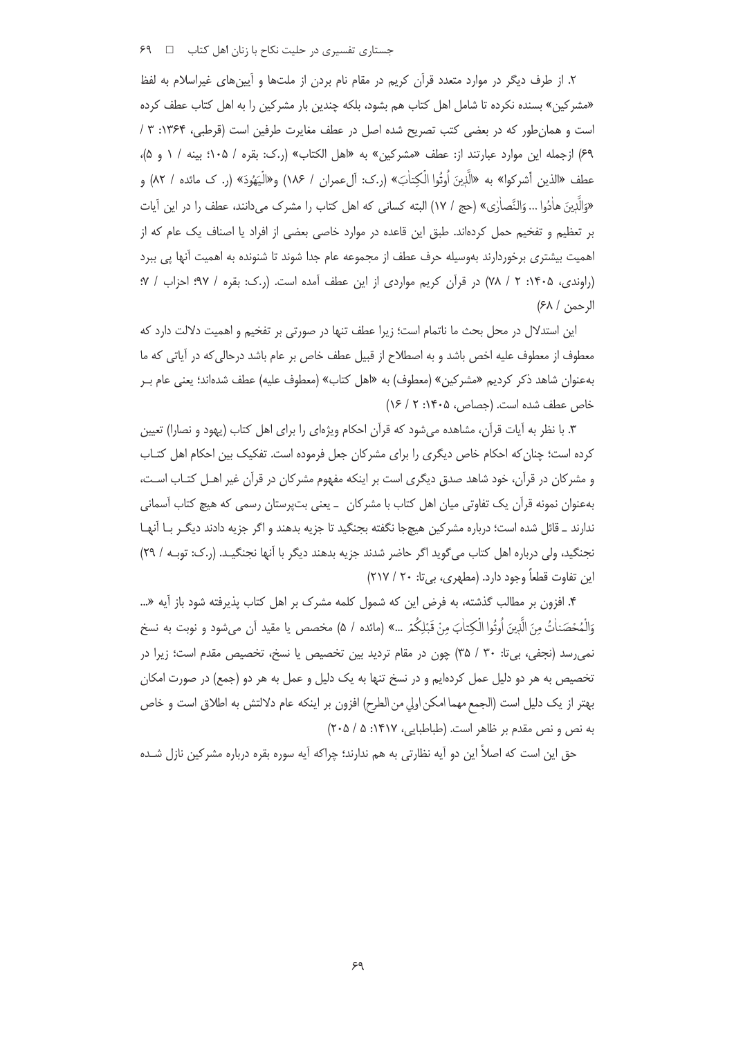۲. از طرف دیگر در موارد متعدد قرآن کریم در مقام نام بردن از ملت‌ها و آیین‌های غیراسلام به لفظ «مشرکین» بسنده نکرده تا شامل اهل کتاب هم بشود، بلکه چندین بار مشرکین را به اهل کتاب عطف کرده است و همان‌طور که در بعضی کتب تصریح شده اصل در عطف مغایرت طرفین است (قرطبی، ۱۳۶۴: ۳ / ۶۹) ازجمله این موارد عبارتند از: عطف «مشرکین» به «اهل الکتاب» (ر.ک: بقره / ۱۰۵؛ بینه / ۱ و ۵)، عطف «الذین أشرکوا» به «الَّذِینَ أُوتُوا الْکِتَابَ» (ر.ک: آل‌عمران / ۱۸۶) و«الْیَهُودَ» (ر. ک مائده / ۸۲) و «وَالَّذِینَ هَادُوا ... وَالنَّصَارَى» (حج / ۱۷) البته کسانی که اهل کتاب را مشرک می‌دانند، عطف را در این آیات بر تعظیم و تفخیم حمل کرده‌اند. طبق این قاعده در موارد خاصی بعضی از افراد یا اصناف یک عام که از اهمیت بیشتری برخوردارند به‌وسیله حرف عطف از مجموعه عام جدا شوند تا شنونده به اهمیت آنها پی ببرد (راوندی، ۱۴۰۵: ۲ / ۷۸) در قرآن کریم مواردی از این عطف آمده است. (ر.ک: بقره / ۹۷؛ احزاب / ۷؛ الرحمن / ۶۸)

این استدلال در محل بحث ما ناتمام است؛ زیرا عطف تنها در صورتی بر تفخیم و اهمیت دلالت دارد که معطوف از معطوف علیه اخص باشد و به اصطلاح از قبیل عطف خاص بر عام باشد درحالی‌که در آیاتی که ما به‌عنوان شاهد ذکر کردیم «مشرکین» (معطوف) به «اهل کتاب» (معطوف علیه) عطف شده‌اند؛ یعنی عام بـر خاص عطف شده است. (جصاص، ۱۴۰۵: ۲ / ۱۶)

۳. با نظر به آیات قرآن، مشاهده می‌شود که قرآن احکام ویژه‌ای را برای اهل کتاب (یهود و نصارا) تعیین کرده است؛ چنان‌که احکام خاص دیگری را برای مشرکان جعل فرموده است. تفکیک بین احکام اهل کتـاب و مشرکان در قرآن، خود شاهد صدق دیگری است بر اینکه مفهوم مشرکان در قرآن غیر اهـل کتـاب اسـت، به‌عنوان نمونه قرآن یک تفاوتی میان اهل کتاب با مشرکان ـ یعنی بت‌پرستان رسمی که هیچ کتاب آسمانی ندارند ـ قائل شده است؛ درباره مشرکین هیچ‌جا نگفته بجنگید تا جزیه بدهند و اگر جزیه دادند دیگـر بـا آنهـا نجنگیـد، ولی درباره اهل کتاب می‌گوید اگر حاضر شدند جزیه بدهند دیگر با آنها نجنگیـد. (ر.ک: توبـه / ۲۹) این تفاوت قطعاً وجود دارد. (مطهری، بی‌تا: ۲۰ / ۲۱۷)

۴. افزون بر مطالب گذشته، به فرض این که شمول کلمه مشرک بر اهل کتاب پذیرفته شود باز آیه «... وَالْمُحْصَنَاتُ مِنَ الَّذِینَ أُوتُوا الْکِتَابَ مِنْ قَبْلِکُمْ ...» (مائده / ۵) مخصص یا مقید آن می‌شود و نوبت به نسخ نمی‌رسد (نجفی، بی‌تا: ۳۰ / ۳۵) چون در مقام تردید بین تخصیص یا نسخ، تخصیص مقدم است؛ زیرا در تخصیص به هر دو دلیل عمل کرده‌ایم و در نسخ تنها به یک دلیل و عمل به هر دو (جمع) در صورت امکان بهتر از یک دلیل است (الجمع مهما امکن اولی من الطرح) افزون بر اینکه عام دلالتش به اطلاق است و خاص به نص و نص مقدم بر ظاهر است. (طباطبایی، ۱۴۱۷: ۵ / ۲۰۵)

حق این است که اصلاً این دو آیه نظارتی به هم ندارند؛ چراکه آیه سوره بقره درباره مشرکین نازل شـده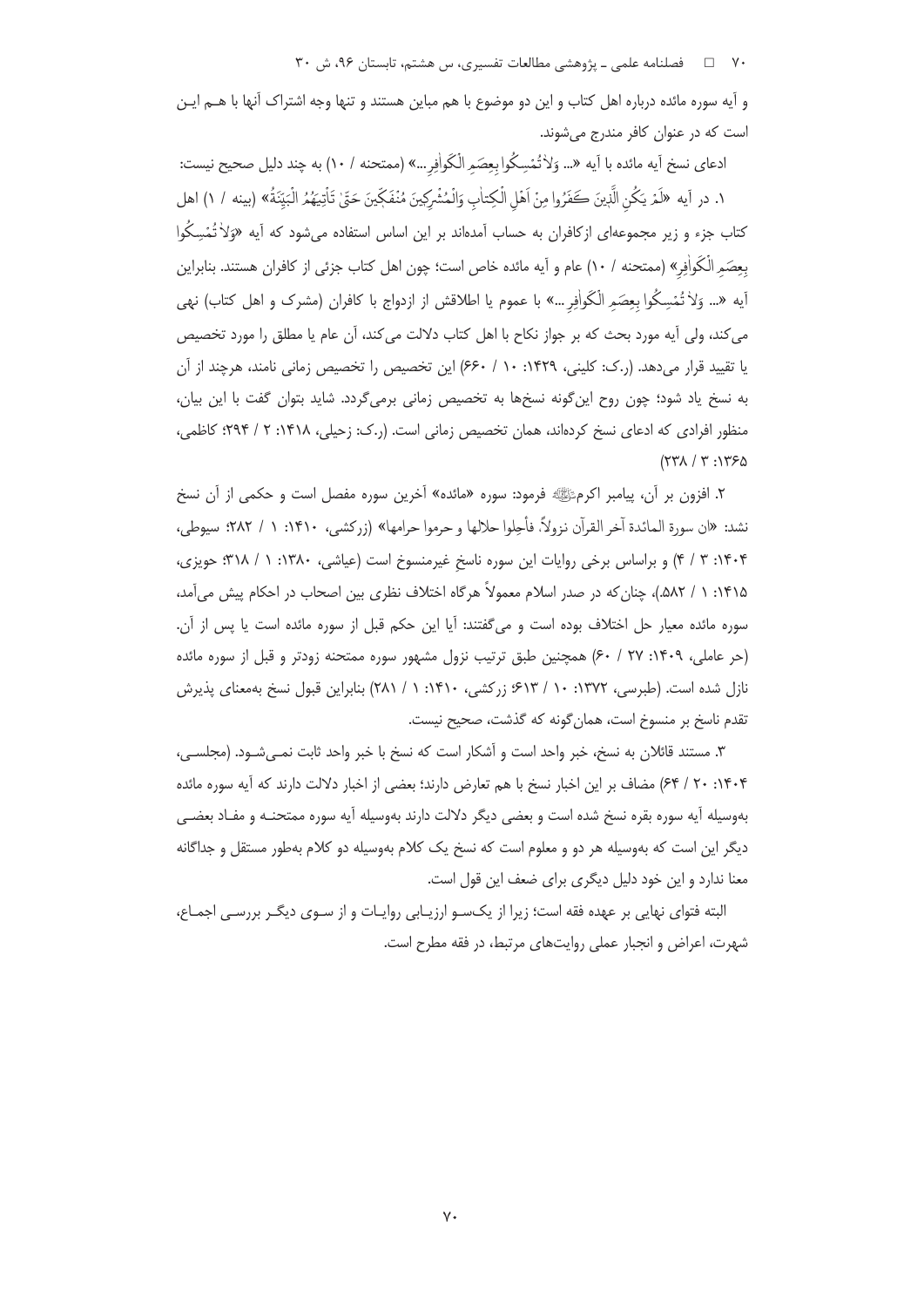و آیه سوره مائده درباره اهل کتاب و این دو موضوع با هم مباین هستند و تنها وجه اشتراک آنها با هـم ایـن است که در عنوان کافر مندرج می‌شوند.

ادعای نسخ آیه مائده با آیه «... وَلاٰ تُمْسِکُوا بِعِصَمِ الْکَوٰافِرِ...» (ممتحنه / ۱۰) به چند دلیل صحیح نیست:

۱. در آیه «لَمْ یَکُنِ الَّذِینَ کَفَرُوا مِنْ أَهْلِ الْکِتَابِ وَالْمُشْرِکِینَ مُنْفَکِّینَ حَتَّیٰ تَأْتِیَهُمُ الْبَیِّنَةُ» (بینه / ۱) اهل کتاب جزء و زیر مجموعه‌ای ازکافران به حساب آمده‌اند بر این اساس استفاده می‌شود که آیه «وَلاٰ تُمْسِکُوا بِعِصَمِ الْکَوٰافِرِ» (ممتحنه / ۱۰) عام و آیه مائده خاص است؛ چون اهل کتاب جزئی از کافران هستند. بنابراین آیه «... وَلاٰ تُمْسِکُوا بِعِصَمِ الْکَوٰافِرِ ...» با عموم یا اطلاقش از ازدواج با کافران (مشرک و اهل کتاب) نهی می‌کند، ولی آیه مورد بحث که بر جواز نکاح با اهل کتاب دلالت می‌کند، آن عام یا مطلق را مورد تخصیص یا تقیید قرار می‌دهد. (ر.ک: کلینی، ۱۴۲۹: ۱۰ / ۶۶۰) این تخصیص را تخصیص زمانی نامند، هرچند از آن به نسخ یاد شود؛ چون روح این‌گونه نسخ‌ها به تخصیص زمانی برمی‌گردد. شاید بتوان گفت با این بیان، منظور افرادی که ادعای نسخ کرده‌اند، همان تخصیص زمانی است. (ر.ک: زحیلی، ۱۴۱۸: ۲ / ۲۹۴؛ کاظمی، ۱۳۶۵: ۳ / ۲۳۸)

۲. افزون بر آن، پیامبر اکرمﷺ فرمود: سوره «مائده» آخرین سوره مفصل است و حکمی از آن نسخ نشد: «ان سورة المائدة آخر القرآن نزولاً، فأحِلوا حلالها و حرموا حرامها» (زرکشی، ۱۴۱۰: ۱ / ۲۸۲؛ سیوطی، ۱۴۰۴: ۳ / ۴) و براساس برخی روایات این سوره ناسخ غیرمنسوخ است (عیاشی، ۱۳۸۰: ۱ / ۳۱۸؛ حویزی، ۱۴۱۵: ۱ / ۵۸۲.)، چنان‌که در صدر اسلام معمولاً هرگاه اختلاف نظری بین اصحاب در احکام پیش می‌آمد، سوره مائده معیار حل اختلاف بوده است و می‌گفتند: آیا این حکم قبل از سوره مائده است یا پس از آن. (حر عاملی، ۱۴۰۹: ۲۷ / ۶۰) همچنین طبق ترتیب نزول مشهور سوره ممتحنه زودتر و قبل از سوره مائده نازل شده است. (طبرسی، ۱۳۷۲: ۱۰ / ۶۱۳؛ زرکشی، ۱۴۱۰: ۱ / ۲۸۱) بنابراین قبول نسخ به‌معنای پذیرش تقدم ناسخ بر منسوخ است، همان‌گونه که گذشت، صحیح نیست.

۳. مستند قائلان به نسخ، خبر واحد است و آشکار است که نسخ با خبر واحد ثابت نمـی‌شـود. (مجلسـی، ۱۴۰۴: ۲۰ / ۶۴) مضاف بر این اخبار نسخ با هم تعارض دارند؛ بعضی از اخبار دلالت دارند که آیه سوره مائده به‌وسیله آیه سوره بقره نسخ شده است و بعضی دیگر دلالت دارند به‌وسیله آیه سوره ممتحنـه و مفـاد بعضـی دیگر این است که به‌وسیله هر دو و معلوم است که نسخ یک کلام به‌وسیله دو کلام به‌طور مستقل و جداگانه معنا ندارد و این خود دلیل دیگری برای ضعف این قول است.

البته فتوای نهایی بر عهده فقه است؛ زیرا از یک‌سـو ارزیـابی روایـات و از سـوی دیگـر بررسـی اجمـاع، شهرت، اعراض و انجبار عملی روایت‌های مرتبط، در فقه مطرح است.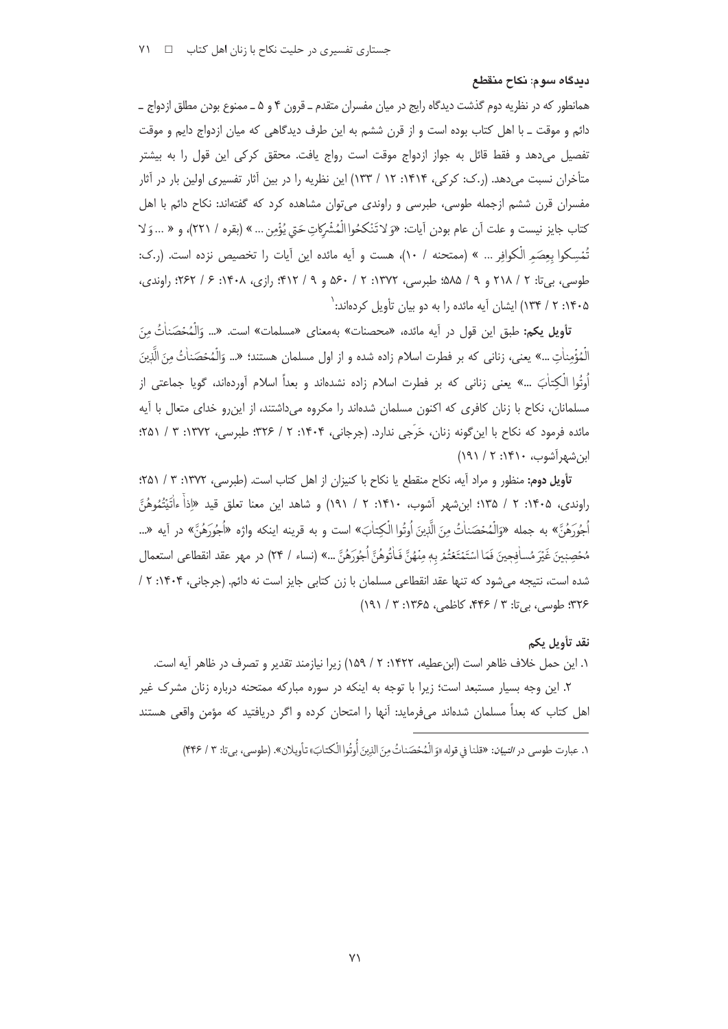### دیدگاه سوم: نکاح منقطع

همانطور که در نظریه دوم گذشت دیدگاه رایج در میان مفسران متقدم ـ قرون ۴ و ۵ ـ ممنوع بودن مطلق ازدواج ـ دائم و موقت ـ با اهل کتاب بوده است و از قرن ششم به این طرف دیدگاهی که میان ازدواج دایم و موقت تفصیل می‌دهد و فقط قائل به جواز ازدواج موقت است رواج یافت. محقق کرکی این قول را به بیشتر متأخران نسبت می‌دهد. (ر.ک: کرکی، ۱۴۱۴: ۱۲ / ۱۳۳) این نظریه را در بین آثار تفسیری اولین بار در آثار مفسران قرن ششم ازجمله طوسی، طبرسی و راوندی می‌توان مشاهده کرد که گفته‌اند: نکاح دائم با اهل کتاب جایز نیست و علت آن عام بودن آیات: «وَلاتَنْكِحُوا الْمُشْرِكاتِ حَتّى يُؤْمِنَ ...» (بقره / ۲۲۱)، و « ... وَلا تُمْسِكوا بِعِصَمِ الْكوافِرِ ... » (ممتحنه / ۱۰)، هست و آیه مائده این آیات را تخصیص نزده است. (ر.ک: طوسی، بی‌تا: ۲ / ۲۱۸ و ۹ / ۵۸۵؛ طبرسی، ۱۳۷۲: ۲ / ۵۶۰ و ۹ / ۴۱۲؛ رازی، ۱۴۰۸: ۶ / ۲۶۲؛ راوندی، ۱۴۰۵: ۲ / ۱۳۴) ایشان آیه مائده را به دو بیان تأویل کرده‌اند:[1]

**تأویل یکم:** طبق این قول در آیه مائده، «محصنات» به‌معنای «مسلمات» است. «... وَالْمُحْصَناتُ مِنَ الْمُؤْمِناتِ ...» یعنی، زنانی که بر فطرت اسلام زاده شده و از اول مسلمان هستند؛ «... وَالْمُحْصَناتُ مِنَ الَّذينَ أُوتُوا الْكِتابَ ...» یعنی زنانی که بر فطرت اسلام زاده نشده‌اند و بعداً اسلام آورده‌اند، گویا جماعتی از مسلمانان، نکاح با زنان کافری که اکنون مسلمان شده‌اند را مکروه می‌داشتند، از این‌رو خدای متعال با آیه مائده فرمود که نکاح با این‌گونه زنان، حَرَجی ندارد. (جرجانی، ۱۴۰۴: ۲ / ۳۲۶؛ طبرسی، ۱۳۷۲: ۳ / ۲۵۱؛ ابن‌شهرآشوب، ۱۴۱۰: ۲ / ۱۹۱)

**تأویل دوم:** منظور و مراد آیه، نکاح منقطع یا نکاح با کنیزان از اهل کتاب است. (طبرسی، ۱۳۷۲: ۳ / ۲۵۱؛ راوندی، ۱۴۰۵: ۲ / ۱۳۵؛ ابن‌شهر آشوب، ۱۴۱۰: ۲ / ۱۹۱) و شاهد این معنا تعلق قید «اِذاٰ ءاٰتَیْتُمُوهُنَّ اُجُورَهُنَّ» به جمله «وَالْمُحْصَناتُ مِنَ الَّذينَ أُوتُوا الْكِتابَ» است و به قرینه اینکه واژه «اُجُورَهُنَّ» در آیه «... مُحْصِنينَ غَيْرَ مُسافِحينَ فَمَا اسْتَمْتَعْتُمْ بِهِ مِنْهُنَّ فَآتُوهُنَّ أُجُورَهُنَّ ...» (نساء / ۲۴) در مهر عقد انقطاعی استعمال شده است، نتیجه می‌شود که تنها عقد انقطاعی مسلمان با زن کتابی جایز است نه دائم. (جرجانی، ۱۴۰۴: ۲ / ۳۲۶؛ طوسی، بی‌تا: ۳ / ۴۴۶، کاظمی، ۱۳۶۵: ۳ / ۱۹۱)

### نقد تأویل یکم

۱. این حمل خلاف ظاهر است (ابن‌عطیه، ۱۴۲۲: ۲ / ۱۵۹) زیرا نیازمند تقدیر و تصرف در ظاهر آیه است.

۲. این وجه بسیار مستبعد است؛ زیرا با توجه به اینکه در سوره مبارکه ممتحنه درباره زنان مشرک غیر اهل کتاب که بعداً مسلمان شده‌اند می‌فرماید: آنها را امتحان کرده و اگر دریافتید که مؤمن واقعی هستند

---

۱. عبارت طوسی در *التبیان*: «قلنا في قوله «وَالْمُحْصَناتُ مِنَ الذينَ أُوتُوا الْكتابَ» تأويلان». (طوسی، بی‌تا: ۳ / ۴۴۶)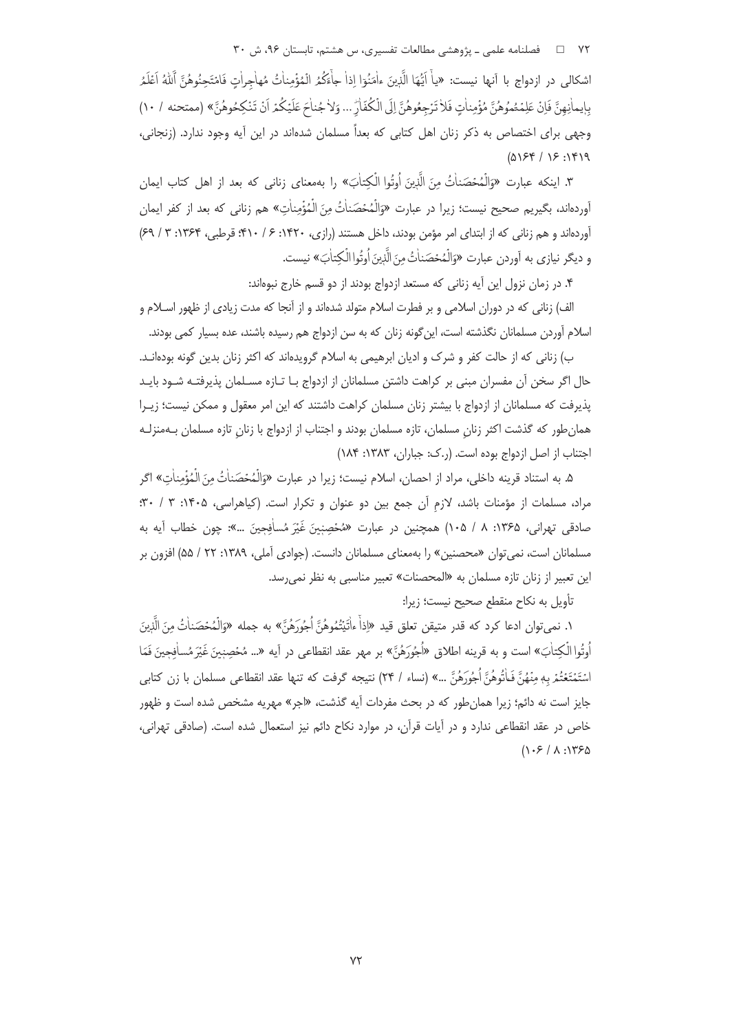اشکالی در ازدواج با آنها نیست: «یاَ اَیُّهَا الَّذینَ ءامَنُوا اِذاَ جاَءَکُمُ الْمُؤْمِناتُ مُهاجِراتٍ فَامْتَحِنُوهُنَّ اَللّهُ اَعْلَمُ بِإیمانِهِنَّ فَإنْ عَلِمْتُمُوهُنَّ مُؤْمِناتٍ فَلاَ تَرْجِعُوهُنَّ اِلَی الْکُفّارِ ... وَلاَ جُناحَ عَلَیْکُمْ اَنْ تَنْکِحُوهُنَّ» (ممتحنه / ۱۰) وجهی برای اختصاص به ذکر زنان اهل کتابی که بعداً مسلمان شده‌اند در این آیه وجود ندارد. (زنجانی، ۱۴۱۹: ۱۶ / ۵۱۶۴)

۳. اینکه عبارت «وَالْمُحْصَناتُ مِنَ الَّذینَ اُوتُوا الْکِتابَ» را به‌معنای زنانی که بعد از اهل کتاب ایمان آورده‌اند، بگیریم صحیح نیست؛ زیرا در عبارت «وَالْمُحْصَناتُ مِنَ الْمُؤْمِناتِ» هم زنانی که بعد از کفر ایمان آورده‌اند و هم زنانی که از ابتدای امر مؤمن بودند، داخل هستند (رازی، ۱۴۲۰: ۶ / ۴۱۰؛ قرطبی، ۱۳۶۴: ۳ / ۶۹) و دیگر نیازی به آوردن عبارت «وَالْمُحْصَناتُ مِنَ الَّذینَ اُوتُوا الْکِتابَ» نیست.

۴. در زمان نزول این آیه زنانی که مستعد ازدواج بودند از دو قسم خارج نبوده‌اند:

الف) زنانی که در دوران اسلامی و بر فطرت اسلام متولد شده‌اند و از آنجا که مدت زیادی از ظهور اسلام و اسلام آوردن مسلمانان نگذشته است، این‌گونه زنان که به سن ازدواج هم رسیده باشند، عده بسیار کمی بودند.

ب) زنانی که از حالت کفر و شرک و ادیان ابرهیمی به اسلام گرویده‌اند که اکثر زنان بدین گونه بوده‌اند. حال اگر سخن آن مفسران مبنی بر کراهت داشتن مسلمانان از ازدواج با تازه مسلمان پذیرفته شود باید پذیرفت که مسلمانان از ازدواج با بیشتر زنان مسلمان کراهت داشتند که این امر معقول و ممکن نیست؛ زیرا همان‌طور که گذشت اکثر زنانِ مسلمان، تازه مسلمان بودند و اجتناب از ازدواج با زنانِ تازه مسلمان به‌منزله اجتناب از اصل ازدواج بوده است. (ر.ک: جباران، ۱۳۸۳: ۱۸۴)

۵. به استناد قرینه داخلی، مراد از احصان، اسلام نیست؛ زیرا در عبارت «وَالْمُحْصَناتُ مِنَ الْمُؤْمِناتِ» اگر مراد، مسلمات از مؤمنات باشد، لازمِ آن جمع بین دو عنوان و تکرار است. (کیاهراسی، ۱۴۰۵: ۳ / ۳۰؛ صادقی تهرانی، ۱۳۶۵: ۸ / ۱۰۵) همچنین در عبارت «مُحْصِنینَ غَیْرَ مُسافِحینَ ...»: چون خطاب آیه به مسلمانان است، نمی‌توان «محصنین» را به‌معنای مسلمانان دانست. (جوادی آملی، ۱۳۸۹: ۲۲ / ۵۵) افزون بر این تعبیر از زنان تازه مسلمان به «المحصنات» تعبیر مناسبی به نظر نمی‌رسد.

تأویل به نکاح منقطع صحیح نیست؛ زیرا:

۱. نمی‌توان ادعا کرد که قدر متیقن تعلق قید «اِذاَ ءاتَیْتُمُوهُنَّ اُجُورَهُنَّ» به جمله «وَالْمُحْصَناتُ مِنَ الَّذینَ اُوتُوا الْکِتابَ» است و به قرینه اطلاق «اُجُورَهُنَّ» بر مهر عقد انقطاعی در آیه «... مُحْصِنینَ غَیْرَ مُسافِحینَ فَمَا اسْتَمْتَعْتُمْ بِهِ مِنْهُنَّ فَاتُوهُنَّ اُجُورَهُنَّ ...» (نساء / ۲۴) نتیجه گرفت که تنها عقد انقطاعی مسلمان با زن کتابی جایز است نه دائم؛ زیرا همان‌طور که در بحث مفردات آیه گذشت، «اجر» مهریه مشخص شده است و ظهور خاص در عقد انقطاعی ندارد و در آیات قرآن، در موارد نکاح دائم نیز استعمال شده است. (صادقی تهرانی، ۱۳۶۵: ۸ / ۱۰۶)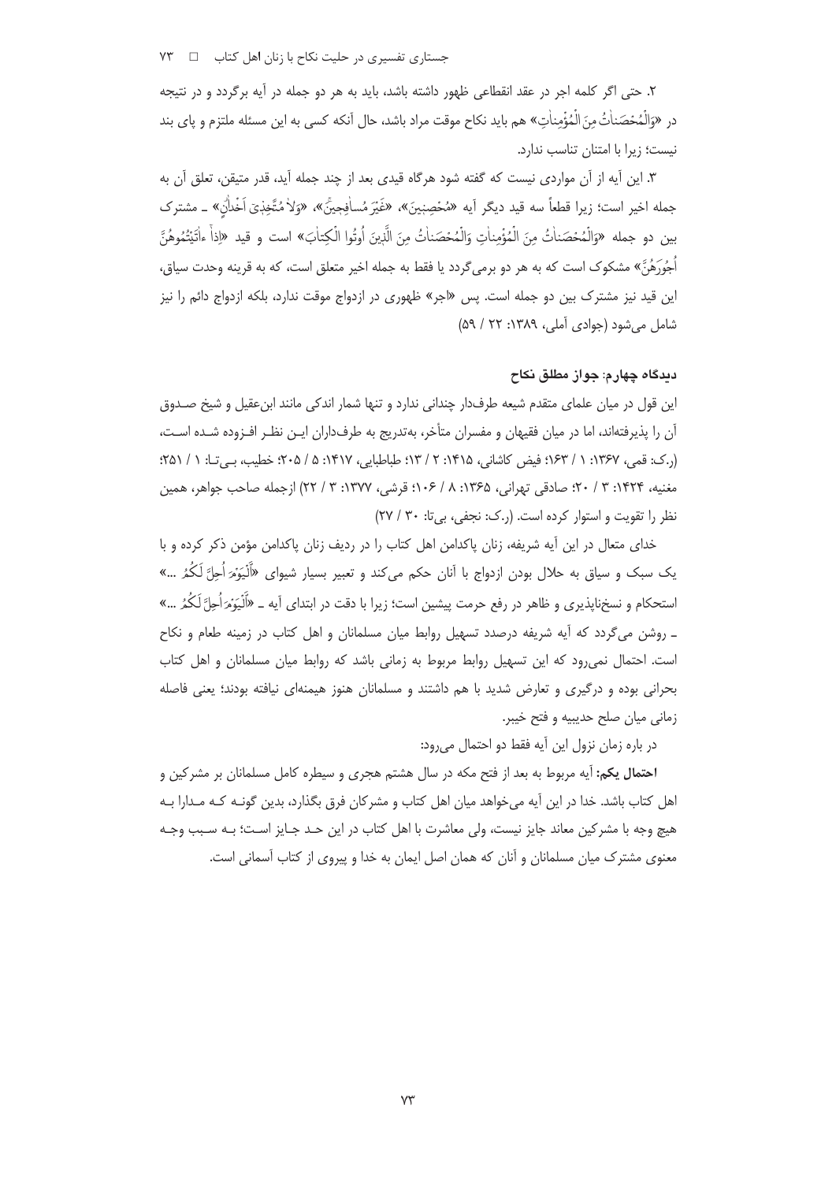۲. حتی اگر کلمه اجر در عقد انقطاعی ظهور داشته باشد، باید به هر دو جمله در آیه برگردد و در نتیجه در «وَالْمُحْصَناتُ مِنَ الْمُؤْمِناتِ» هم باید نکاح موقت مراد باشد، حال آنکه کسی به این مسئله ملتزم و پای بند نیست؛ زیرا با امتنان تناسب ندارد.

۳. این آیه از آن مواردی نیست که گفته شود هرگاه قیدی بعد از چند جمله آید، قدر متیقن، تعلق آن به جمله اخیر است؛ زیرا قطعاً سه قید دیگر آیه «مُحْصِنِینَ»، «غَیْرَ مُسافِحِینَ»، «وَلا مُتَّخِذِی أَخْدانٍ» ـ مشترک بین دو جمله «وَالْمُحْصَناتُ مِنَ الْمُؤْمِناتِ وَالْمُحْصَناتُ مِنَ الَّذِینَ أُوتُوا الْکِتابَ» است و قید «إِذا آتَیْتُمُوهُنَّ أُجُورَهُنَّ» مشکوک است که به هر دو برمی‌گردد یا فقط به جمله اخیر متعلق است، که به قرینه وحدت سیاق، این قید نیز مشترک بین دو جمله است. پس «اجر» ظهوری در ازدواج موقت ندارد، بلکه ازدواج دائم را نیز شامل می‌شود (جوادی آملی، ۱۳۸۹: ۲۲ / ۵۹)

### دیدگاه چهارم: جواز مطلق نکاح

این قول در میان علمای متقدم شیعه طرفدار چندانی ندارد و تنها شمار اندکی مانند ابن‌عقیل و شیخ صدوق آن را پذیرفته‌اند، اما در میان فقیهان و مفسران متأخر، به‌تدریج به طرفداران این نظر افزوده شده است، (ر.ک: قمی، ۱۳۶۷: ۱ / ۱۶۳؛ فیض کاشانی، ۱۴۱۵: ۲ / ۱۳؛ طباطبایی، ۱۴۱۷: ۵ / ۲۰۵؛ خطیب، بی‌تا: ۱ / ۲۵۱؛ مغنیه، ۱۴۲۴: ۳ / ۲۰؛ صادقی تهرانی، ۱۳۶۵: ۸ / ۱۰۶؛ قرشی، ۱۳۷۷: ۳ / ۲۲) ازجمله صاحب جواهر، همین نظر را تقویت و استوار کرده است. (ر.ک: نجفی، بی‌تا: ۳۰ / ۲۷)

خدای متعال در این آیه شریفه، زنان پاکدامن اهل کتاب را در ردیف زنان پاکدامن مؤمن ذکر کرده و با یک سبک و سیاق به حلال بودن ازدواج با آنان حکم می‌کند و تعبیر بسیار شیوای «اَلْیَوْمَ أُحِلَّ لَکُمُ ...» استحکام و نسخ‌ناپذیری و ظاهر در رفع حرمت پیشین است؛ زیرا با دقت در ابتدای آیه ـ «اَلْیَوْمَ أُحِلَّ لَکُمُ ...» ـ روشن می‌گردد که آیه شریفه درصدد تسهیل روابط میان مسلمانان و اهل کتاب در زمینه طعام و نکاح است. احتمال نمی‌رود که این تسهیل روابط مربوط به زمانی باشد که روابط میان مسلمانان و اهل کتاب بحرانی بوده و درگیری و تعارض شدید با هم داشتند و مسلمانان هنوز هیمنه‌ای نیافته بودند؛ یعنی فاصله زمانی میان صلح حدیبیه و فتح خیبر.

در باره زمان نزول این آیه فقط دو احتمال می‌رود:

**احتمال یکم:** آیه مربوط به بعد از فتح مکه در سال هشتم هجری و سیطره کامل مسلمانان بر مشرکین و اهل کتاب باشد. خدا در این آیه می‌خواهد میان اهل کتاب و مشرکان فرق بگذارد، بدین گونه که مدارا به هیچ وجه با مشرکین معاند جایز نیست، ولی معاشرت با اهل کتاب در این حد جایز است؛ به سبب وجه معنوی مشترک میان مسلمانان و آنان که همان اصل ایمان به خدا و پیروی از کتاب آسمانی است.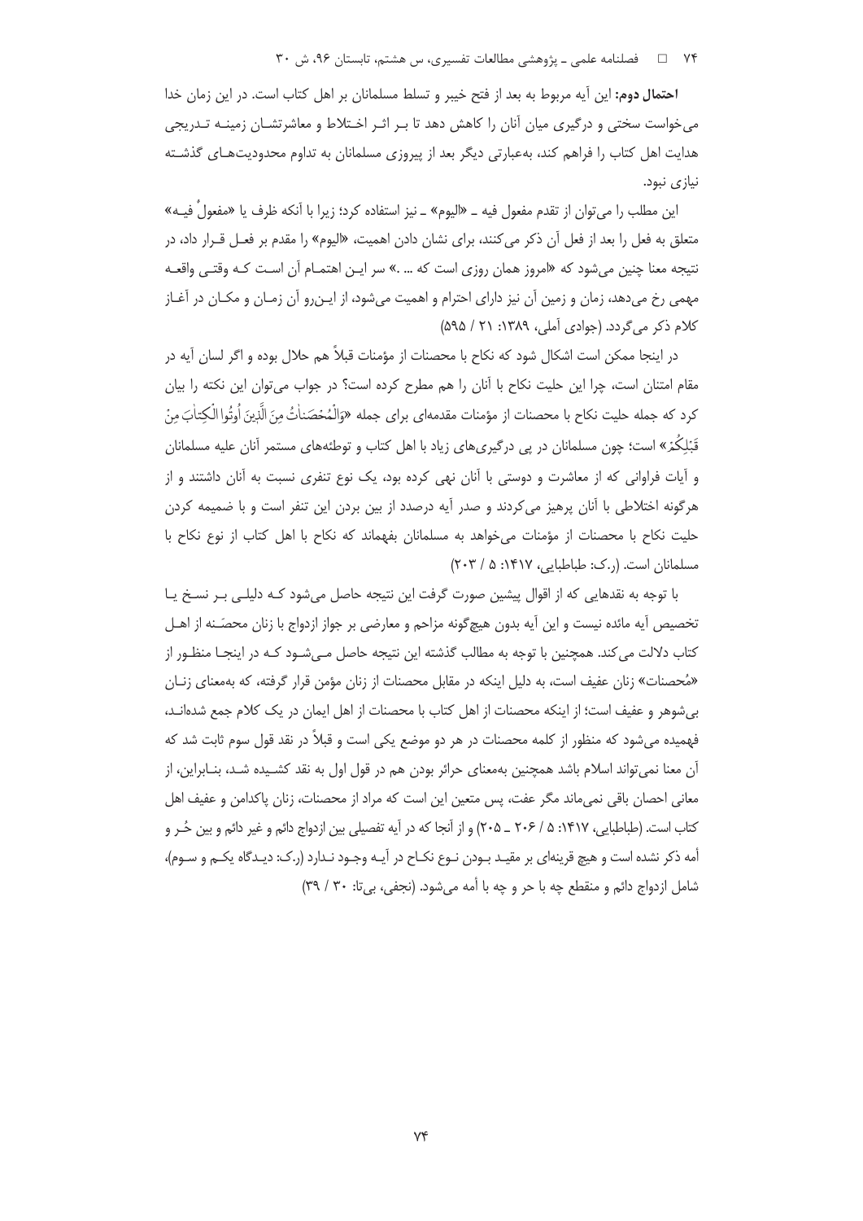**احتمال دوم:** این آیه مربوط به بعد از فتح خیبر و تسلط مسلمانان بر اهل کتاب است. در این زمان خدا می‌خواست سختی و درگیری میان آنان را کاهش دهد تا بـر اثـر اخـتلاط و معاشرتشـان زمینـه تـدریجی هدایت اهل کتاب را فراهم کند، به‌عبارتی دیگر بعد از پیروزی مسلمانان به تداوم محدودیت‌هـای گذشـته نیازی نبود.

این مطلب را می‌توان از تقدم مفعول فیه ـ «الیوم» ـ نیز استفاده کرد؛ زیرا با آنکه ظرف یا «مفعولٌ فیـه» متعلق به فعل را بعد از فعل آن ذکر می‌کنند، برای نشان دادن اهمیت، «الیوم» را مقدم بر فعـل قـرار داد، در نتیجه معنا چنین می‌شود که «امروز همان روزی است که ... .» سر ایـن اهتمـام آن اسـت کـه وقتـی واقعـه مهمی رخ می‌دهد، زمان و زمین آن نیز دارای احترام و اهمیت می‌شود، از ایـن‌رو آن زمـان و مکـان در آغـاز کلام ذکر می‌گردد. (جوادی آملی، ۱۳۸۹: ۲۱ / ۵۹۵)

در اینجا ممکن است اشکال شود که نکاح با محصنات از مؤمنات قبلاً هم حلال بوده و اگر لسان آیه در مقام امتنان است، چرا این حلیت نکاح با آنان را هم مطرح کرده است؟ در جواب می‌توان این نکته را بیان کرد که جمله حلیت نکاح با محصنات از مؤمنات مقدمه‌ای برای جمله «وَالْمُحْصَنَاتُ مِنَ الَّذِينَ أُوتُوا الْكِتَابَ مِنْ قَبْلِكُمْ» است؛ چون مسلمانان در پی درگیری‌های زیاد با اهل کتاب و توطئه‌های مستمر آنان علیه مسلمانان و آیات فراوانی که از معاشرت و دوستی با آنان نهی کرده بود، یک نوع تنفری نسبت به آنان داشتند و از هرگونه اختلاطی با آنان پرهیز می‌کردند و صدر آیه درصدد از بین بردن این تنفر است و با ضمیمه کردن حلیت نکاح با محصنات از مؤمنات می‌خواهد به مسلمانان بفهماند که نکاح با اهل کتاب از نوع نکاح با مسلمانان است. (ر.ک: طباطبایی، ۱۴۱۷: ۵ / ۲۰۳)

با توجه به نقدهایی که از اقوال پیشین صورت گرفت این نتیجه حاصل می‌شود کـه دلیلـی بـر نسـخ یـا تخصیص آیه مائده نیست و این آیه بدون هیچ‌گونه مزاحم و معارضی بر جواز ازدواج با زنان محصَـنه از اهـل کتاب دلالت می‌کند. همچنین با توجه به مطالب گذشته این نتیجه حاصل مـی‌شـود کـه در اینجـا منظـور از «مُحصنات» زنان عفیف است، به دلیل اینکه در مقابل محصنات از زنان مؤمن قرار گرفته، که به‌معنای زنـان بی‌شوهر و عفیف است؛ از اینکه محصنات از اهل کتاب با محصنات از اهل ایمان در یک کلام جمع شده‌انـد، فهمیده می‌شود که منظور از کلمه محصنات در هر دو موضع یکی است و قبلاً در نقد قول سوم ثابت شد که آن معنا نمی‌تواند اسلام باشد همچنین به‌معنای حرائر بودن هم در قول اول به نقد کشـیده شـد، بنـابراین، از معانی احصان باقی نمی‌ماند مگر عفت، پس متعین این است که مراد از محصنات، زنان پاکدامن و عفیف اهل کتاب است. (طباطبایی، ۱۴۱۷: ۵ / ۲۰۶ ـ ۲۰۵) و از آنجا که در آیه تفصیلی بین ازدواج دائم و غیر دائم و بین حُـر و أمه ذکر نشده است و هیچ قرینه‌ای بر مقیـد بـودن نـوع نکـاح در آیـه وجـود نـدارد (ر.ک: دیـدگاه یکـم و سـوم)، شامل ازدواج دائم و منقطع چه با حر و چه با أمه می‌شود. (نجفی، بی‌تا: ۳۰ / ۳۹)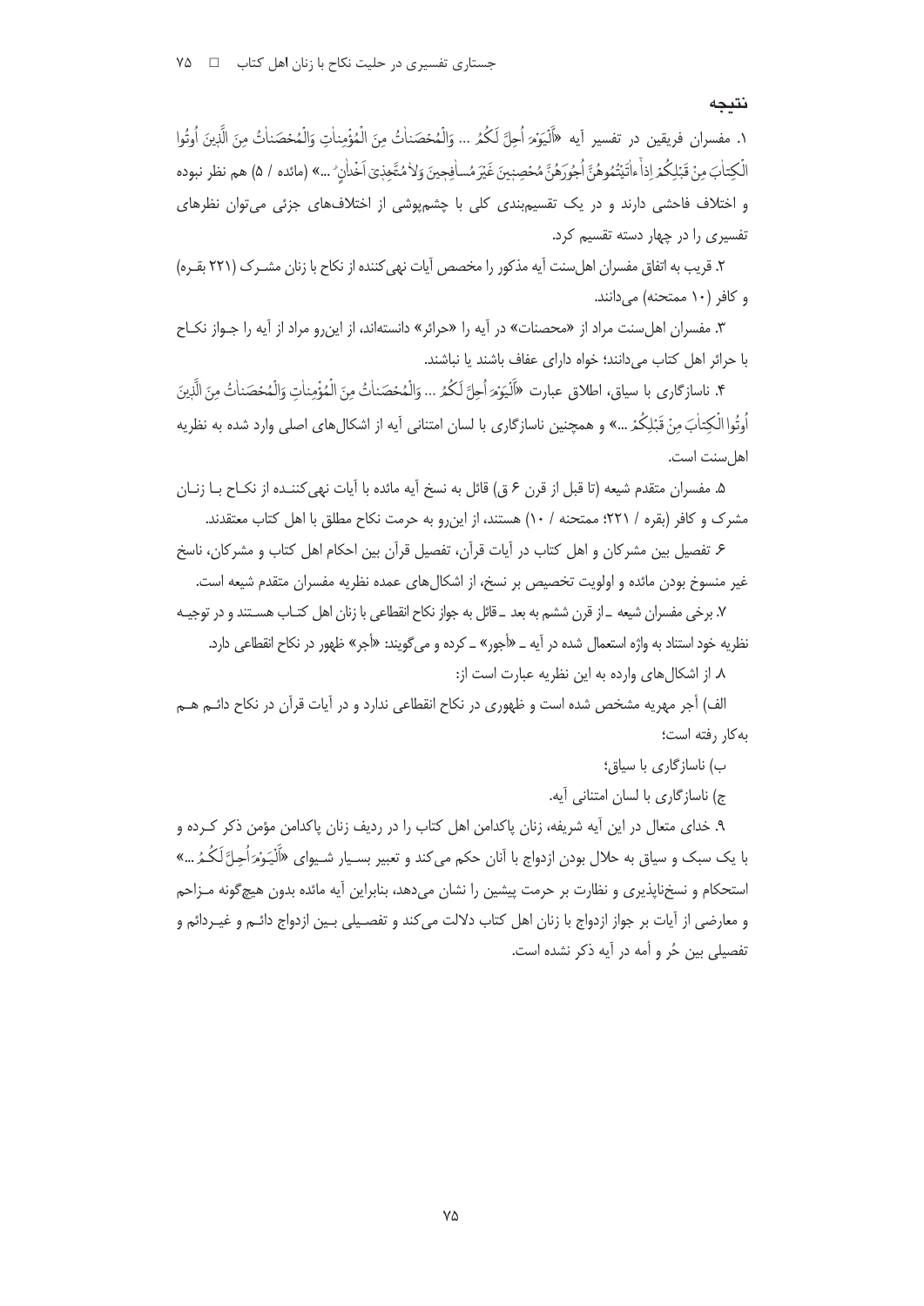## نتیجه

۱. مفسران فریقین در تفسیر آیه «اَلْیَوْمَ اُحِلَّ لَکُمُ ... وَالْمُحْصَناٰتُ مِنَ الْمُؤْمِناٰتِ وَالْمُحْصَناٰتُ مِنَ الَّذِینَ اُوتُوا الْکِتاٰبَ مِنْ قَبْلِکُمْ اِذاٰ آٰتَیْتُمُوهُنَّ اُجُورَهُنَّ مُحْصِنِینَ غَیْرَ مُساٰفِحِینَ وَلاٰ مُتَّخِذِیٓ اَخْداٰنٍ ...» (مائده / ۵) هم نظر نبوده و اختلاف فاحشی دارند و در یک تقسیم‌بندی کلی با چشم‌پوشی از اختلاف‌های جزئی می‌توان نظرهای تفسیری را در چهار دسته تقسیم کرد.

۲. قریب به اتفاق مفسران اهل‌سنت آیه مذکور را مخصص آیات نهی‌کننده از نکاح با زنان مشـرک (۲۲۱ بقـره) و کافر (۱۰ ممتحنه) می‌دانند.

۳. مفسران اهل‌سنت مراد از «محصنات» در آیه را «حرائر» دانسته‌اند، از این‌رو مراد از آیه را جـواز نکـاح با حرائر اهل کتاب می‌دانند؛ خواه دارای عفاف باشند یا نباشند.

۴. ناسازگاری با سیاق، اطلاق عبارت «اَلْیَوْمَ اُحِلَّ لَکُمُ ... وَالْمُحْصَناٰتُ مِنَ الْمُؤْمِناٰتِ وَالْمُحْصَناٰتُ مِنَ الَّذِینَ اُوتُوا الْکِتاٰبَ مِنْ قَبْلِکُمْ ...» و همچنین ناسازگاری با لسان امتنانی آیه از اشکال‌های اصلی وارد شده به نظریه اهل‌سنت است.

۵. مفسران متقدم شیعه (تا قبل از قرن ۶ ق) قائل به نسخ آیه مائده با آیات نهی‌کننـده از نکـاح بـا زنـان مشرک و کافر (بقره / ۲۲۱؛ ممتحنه / ۱۰) هستند، از این‌رو به حرمت نکاح مطلق با اهل کتاب معتقدند.

۶. تفصیل بین مشرکان و اهل کتاب در آیات قرآن، تفصیل قرآن بین احکام اهل کتاب و مشرکان، ناسخ غیر منسوخ بودن مائده و اولویت تخصیص بر نسخ، از اشکال‌های عمده نظریه مفسران متقدم شیعه است.

۷. برخی مفسران شیعه ـ از قرن ششم به بعد ـ قائل به جواز نکاح انقطاعی با زنان اهل کتـاب هسـتند و در توجیـه نظریه خود استناد به واژه استعمال شده در آیه ـ «أجور» ـ کرده و می‌گویند: «أجر» ظهور در نکاح انقطاعی دارد.

۸. از اشکال‌های وارده به این نظریه عبارت است از:

الف) أجر مهریه مشخص شده است و ظهوری در نکاح انقطاعی ندارد و در آیات قرآن در نکاح دائـم هـم به‌کار رفته است؛

ب) ناسازگاری با سیاق؛

ج) ناسازگاری با لسان امتنانی آیه.

۹. خدای متعال در این آیه شریفه، زنان پاکدامن اهل کتاب را در ردیف زنان پاکدامن مؤمن ذکر کـرده و با یک سبک و سیاق به حلال بودن ازدواج با آنان حکم می‌کند و تعبیر بسـیار شـیوای «اَلْیَوْمَ اُحِلَّ لَکُمُ ...» استحکام و نسخ‌ناپذیری و نظارت بر حرمت پیشین را نشان می‌دهد، بنابراین آیه مائده بدون هیچ‌گونه مـزاحم و معارضی از آیات بر جواز ازدواج با زنان اهل کتاب دلالت می‌کند و تفصیلی بـین ازدواج دائـم و غیـردائم و تفصیلی بین حُر و أمه در آیه ذکر نشده است.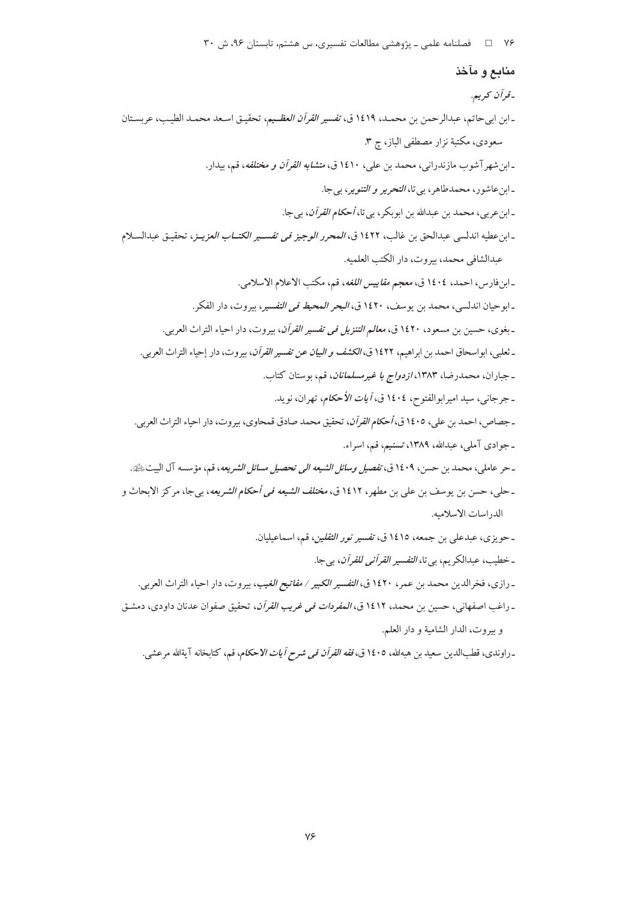## منابع و مآخذ

- *قرآن کریم.*
- ابن ابی‌حاتم، عبدالرحمن بن محمـد، ۱۴۱۹ ق، *تفسیر القرآن العظـیم*، تحقیـق اسـعد محمـد الطیـب، عربسـتان سعودی، مکتبة نزار مصطفی الباز، چ ۳.
- ابن‌شهرآشوب مازندرانی، محمد بن علی، ۱۴۱۰ ق، *متشابه القرآن و مختلفه*، قم، بیدار.
- ابن‌عاشور، محمدطاهر، بی‌تا، *التحریر و التنویر*، بی‌جا.
- ابن‌عربی، محمد بن عبدالله بن ابوبکر، بی‌تا، *أحکام القرآن*، بی‌جا.
- ابن‌عطیه اندلسی عبدالحق بن غالب، ۱۴۲۲ ق، *المحرر الوجیز فی تفسـیر الکتـاب العزیـز*، تحقیـق عبدالسـلام عبدالشافی محمد، بیروت، دار الکتب العلمیه.
- ابن‌فارس، احمد، ۱۴۰۴ ق، *معجم مقاییس اللغه*، قم، مکتب الاعلام الاسلامی.
- ابوحیان اندلسی، محمد بن یوسف، ۱۴۲۰ ق، *البحر المحیط فی التفسیر*، بیروت، دار الفکر.
- بغوی، حسین بن مسعود، ۱۴۲۰ ق، *معالم التنزیل فی تفسیر القرآن*، بیروت، دار احیاء التراث العربی.
- ثعلبی، ابواسحاق احمد بن ابراهیم، ۱۴۲۲ ق، *الکشف و البیان عن تفسیر القرآن*، بیروت، دار إحیاء التراث العربی.
- جباران، محمدرضا، ۱۳۸۳، *ازدواج با غیرمسلمانان*، قم، بوستان کتاب.
- جرجانی، سید امیرابوالفتوح، ۱۴۰۴ ق، *آیات الأحکام*، تهران، نوید.
- جصاص، احمد بن علی، ۱۴۰۵ ق، *أحکام القرآن*، تحقیق محمد صادق قمحاوی، بیروت، دار احیاء التراث العربی.
- جوادی آملی، عبدالله، ۱۳۸۹، *تسنیم*، قم، اسراء.
- حر عاملی، محمد بن حسن، ۱۴۰۹ ق، *تفصیل وسائل الشیعه الی تحصیل مسائل الشریعه*، قم، مؤسسه آل البیت علیهم‌السلام.
- حلی، حسن بن یوسف بن علی بن مطهر، ۱۴۱۲ ق، *مختلف الشیعه فی أحکام الشریعه*، بی‌جا، مرکز الابحاث و الدراسات الاسلامیه.
- حویزی، عبدعلی بن جمعه، ۱۴۱۵ ق، *تفسیر نور الثقلین*، قم، اسماعیلیان.
- خطیب، عبدالکریم، بی‌تا، *التفسیر القرآنی للقرآن*، بی‌جا.
- رازی، فخرالدین محمد بن عمر، ۱۴۲۰ ق، *التفسیر الکبیر / مفاتیح الغیب*، بیروت، دار احیاء التراث العربی.
- راغب اصفهانی، حسین بن محمد، ۱۴۱۲ ق، *المفردات فی غریب القرآن*، تحقیق صفوان عدنان داودی، دمشـق و بیروت، الدار الشامیة و دار العلم.
- راوندی، قطب‌الدین سعید بن هبه‌الله، ۱۴۰۵ ق، *فقه القرآن فی شرح آیات الاحکام*، قم، کتابخانه آیة‌الله مرعشی.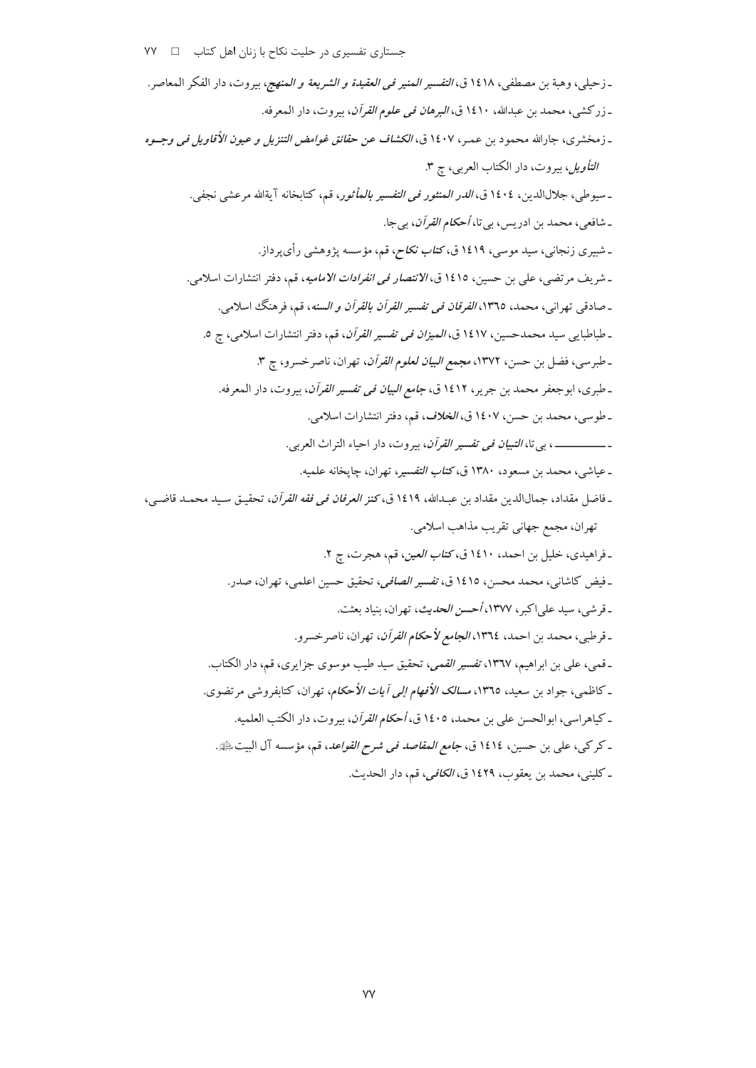- زحیلی، وهبة بن مصطفی، ۱۴۱۸ ق، *التفسیر المنیر فی العقیدة و الشریعة و المنهج*، بیروت، دار الفکر المعاصر.

- زرکشی، محمد بن عبدالله، ۱۴۱۰ ق، *البرهان فی علوم القرآن*، بیروت، دار المعرفه.

- زمخشری، جارالله محمود بن عمر، ۱۴۰۷ ق، *الکشاف عن حقائق غوامض التنزیل و عیون الأقاویل فی وجوه التأویل*، بیروت، دار الکتاب العربی، چ ۳.

- سیوطی، جلال‌الدین، ۱۴۰۴ ق، *الدر المنثور فی التفسیر بالمأثور*، قم، کتابخانه آیةالله مرعشی نجفی.

- شافعی، محمد بن ادریس، بی‌تا، *أحکام القرآن*، بی‌جا.

- شبیری زنجانی، سید موسی، ۱۴۱۹ ق، *کتاب نکاح*، قم، مؤسسه پژوهشی رأی‌پرداز.

- شریف مرتضی، علی بن حسین، ۱۴۱۵ ق، *الانتصار فی انفرادات الامامیه*، قم، دفتر انتشارات اسلامی.

- صادقی تهرانی، محمد، ۱۳۶۵، *الفرقان فی تفسیر القرآن بالقرآن و السنه*، قم، فرهنگ اسلامی.

- طباطبایی سید محمدحسین، ۱۴۱۷ ق، *المیزان فی تفسیر القرآن*، قم، دفتر انتشارات اسلامی، چ ۵.

- طبرسی، فضل بن حسن، ۱۳۷۲، *مجمع البیان لعلوم القرآن*، تهران، ناصرخسرو، چ ۳.

- طبری، ابوجعفر محمد بن جریر، ۱۴۱۲ ق، *جامع البیان فی تفسیر القرآن*، بیروت، دار المعرفه.

- طوسی، محمد بن حسن، ۱۴۰۷ ق، *الخلاف*، قم، دفتر انتشارات اسلامی.

- ـــــــــــــ، بی‌تا، *التبیان فی تفسیر القرآن*، بیروت، دار احیاء التراث العربی.

- عیاشی، محمد بن مسعود، ۱۳۸۰ ق، *کتاب التفسیر*، تهران، چاپخانه علمیه.

- فاضل مقداد، جمال‌الدین مقداد بن عبدالله، ۱۴۱۹ ق، *کنز العرفان فی فقه القرآن*، تحقیق سید محمد قاضی، تهران، مجمع جهانی تقریب مذاهب اسلامی.

- فراهیدی، خلیل بن احمد، ۱۴۱۰ ق، *کتاب العین*، قم، هجرت، چ ۲.

- فیض کاشانی، محمد محسن، ۱۴۱۵ ق، *تفسیر الصافی*، تحقیق حسین اعلمی، تهران، صدر.

- قرشی، سید علی‌اکبر، ۱۳۷۷، *أحسن الحدیث*، تهران، بنیاد بعثت.

- قرطبی، محمد بن احمد، ۱۳۶۴، *الجامع لأحکام القرآن*، تهران، ناصرخسرو.

- قمی، علی بن ابراهیم، ۱۳۶۷، *تفسیر القمی*، تحقیق سید طیب موسوی جزایری، قم، دار الکتاب.

- کاظمی، جواد بن سعید، ۱۳۶۵، *مسالک الأفهام إلی آیات الأحکام*، تهران، کتابفروشی مرتضوی.

- کیاهراسی، ابوالحسن علی بن محمد، ۱۴۰۵ ق، *أحکام القرآن*، بیروت، دار الکتب العلمیه.

- کرکی، علی بن حسین، ۱۴۱۴ ق، *جامع المقاصد فی شرح القواعد*، قم، مؤسسه آل البیت ﷺ.

- کلینی، محمد بن یعقوب، ۱۴۲۹ ق، *الکافی*، قم، دار الحدیث.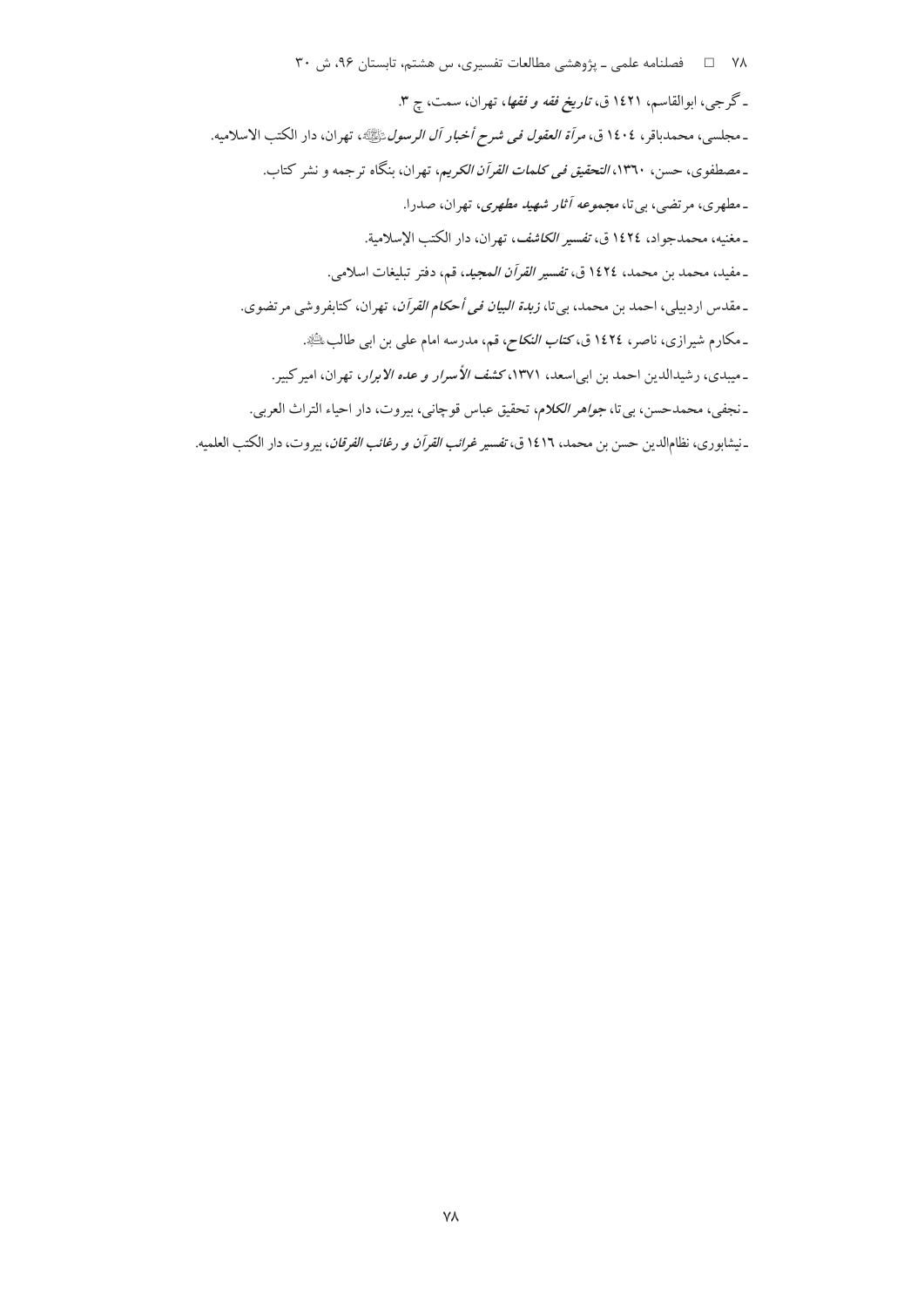- گرجی، ابوالقاسم، ۱۴۲۱ ق، *تاریخ فقه و فقها*، تهران، سمت، چ ۳.

- مجلسی، محمدباقر، ۱۴۰۴ ق، *مرآة العقول فی شرح أخبار آل الرسول*ﷺ، تهران، دار الکتب الاسلامیه.

- مصطفوی، حسن، ۱۳۶۰، *التحقیق فی کلمات القرآن الکریم*، تهران، بنگاه ترجمه و نشر کتاب.

- مطهری، مرتضی، بی‌تا، *مجموعه آثار شهید مطهری*، تهران، صدرا.

- مغنیه، محمدجواد، ۱۴۲۴ ق، *تفسیر الکاشف*، تهران، دار الکتب الإسلامیة.

- مفید، محمد بن محمد، ۱۴۲۴ ق، *تفسیر القرآن المجید*، قم، دفتر تبلیغات اسلامی.

- مقدس اردبیلی، احمد بن محمد، بی‌تا، *زبدة البیان فی أحکام القرآن*، تهران، کتابفروشی مرتضوی.

- مکارم شیرازی، ناصر، ۱۴۲۴ ق، *کتاب النکاح*، قم، مدرسه امام علی بن ابی طالب ﷺ.

- میبدی، رشیدالدین احمد بن ابی‌اسعد، ۱۳۷۱، *کشف الأسرار و عده الابرار*، تهران، امیرکبیر.

- نجفی، محمدحسن، بی‌تا، *جواهر الکلام*، تحقیق عباس قوچانی، بیروت، دار احیاء التراث العربی.

- نیشابوری، نظام‌الدین حسن بن محمد، ۱۴۱۶ ق، *تفسیر غرائب القرآن و رغائب الفرقان*، بیروت، دار الکتب العلمیه.